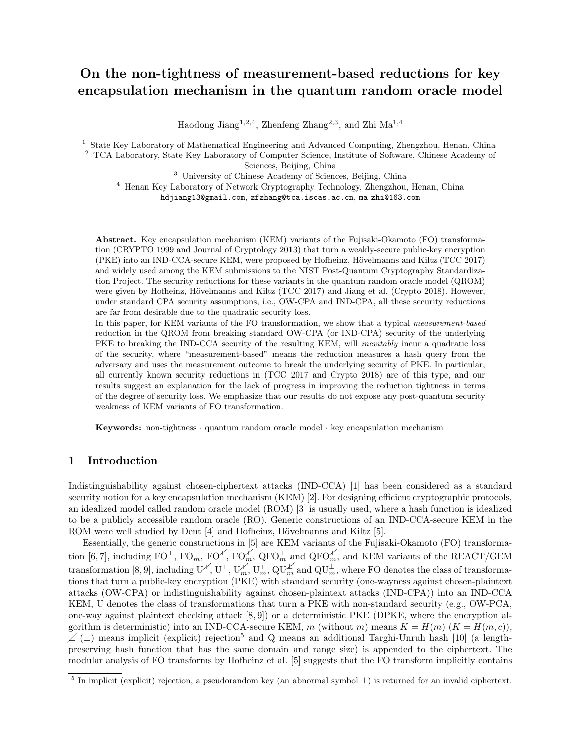# On the non-tightness of measurement-based reductions for key encapsulation mechanism in the quantum random oracle model

Haodong Jiang[1,2,4], Zhenfeng Zhang[2,3], and Zhi Ma[1,4]

[1] State Key Laboratory of Mathematical Engineering and Advanced Computing, Zhengzhou, Henan, China
[2] TCA Laboratory, State Key Laboratory of Computer Science, Institute of Software, Chinese Academy of Sciences, Beijing, China
[3] University of Chinese Academy of Sciences, Beijing, China
[4] Henan Key Laboratory of Network Cryptography Technology, Zhengzhou, Henan, China
hdjiang13@gmail.com, zfzhang@tca.iscas.ac.cn, ma_zhi@163.com

**Abstract.** Key encapsulation mechanism (KEM) variants of the Fujisaki-Okamoto (FO) transformation (CRYPTO 1999 and Journal of Cryptology 2013) that turn a weakly-secure public-key encryption (PKE) into an IND-CCA-secure KEM, were proposed by Hofheinz, Hövelmanns and Kiltz (TCC 2017) and widely used among the KEM submissions to the NIST Post-Quantum Cryptography Standardization Project. The security reductions for these variants in the quantum random oracle model (QROM) were given by Hofheinz, Hövelmanns and Kiltz (TCC 2017) and Jiang et al. (Crypto 2018). However, under standard CPA security assumptions, i.e., OW-CPA and IND-CPA, all these security reductions are far from desirable due to the quadratic security loss.
In this paper, for KEM variants of the FO transformation, we show that a typical *measurement-based* reduction in the QROM from breaking standard OW-CPA (or IND-CPA) security of the underlying PKE to breaking the IND-CCA security of the resulting KEM, will *inevitably* incur a quadratic loss of the security, where "measurement-based" means the reduction measures a hash query from the adversary and uses the measurement outcome to break the underlying security of PKE. In particular, all currently known security reductions in (TCC 2017 and Crypto 2018) are of this type, and our results suggest an explanation for the lack of progress in improving the reduction tightness in terms of the degree of security loss. We emphasize that our results do not expose any post-quantum security weakness of KEM variants of FO transformation.

**Keywords:** non-tightness · quantum random oracle model · key encapsulation mechanism

## 1 Introduction

Indistinguishability against chosen-ciphertext attacks (IND-CCA) [1] has been considered as a standard security notion for a key encapsulation mechanism (KEM) [2]. For designing efficient cryptographic protocols, an idealized model called random oracle model (ROM) [3] is usually used, where a hash function is idealized to be a publicly accessible random oracle (RO). Generic constructions of an IND-CCA-secure KEM in the ROM were well studied by Dent [4] and Hofheinz, Hövelmanns and Kiltz [5].

Essentially, the generic constructions in [5] are KEM variants of the Fujisaki-Okamoto (FO) transformation [6,7], including $\mathrm{FO}^{\perp}$, $\mathrm{FO}^{\perp}_{m}$, $\mathrm{FO}^{\not\perp}$, $\mathrm{FO}^{\not\perp}_{m}$, $\mathrm{QFO}^{\perp}_{m}$ and $\mathrm{QFO}^{\not\perp}_{m}$, and KEM variants of the REACT/GEM transformation [8,9], including $\mathrm{U}^{\not\perp}$, $\mathrm{U}^{\perp}$, $\mathrm{U}^{\not\perp}_{m}$, $\mathrm{U}^{\perp}_{m}$, $\mathrm{QU}^{\not\perp}_{m}$ and $\mathrm{QU}^{\perp}_{m}$, where FO denotes the class of transformations that turn a public-key encryption (PKE) with standard security (one-wayness against chosen-plaintext attacks (OW-CPA) or indistinguishability against chosen-plaintext attacks (IND-CPA)) into an IND-CCA KEM, U denotes the class of transformations that turn a PKE with non-standard security (e.g., OW-PCA, one-way against plaintext checking attack [8,9]) or a deterministic PKE (DPKE, where the encryption algorithm is deterministic) into an IND-CCA-secure KEM, $m$ (without $m$) means $K = H(m)$ ($K = H(m, c)$), $\not\perp$ ($\perp$) means implicit (explicit) rejection[5] and Q means an additional Targhi-Unruh hash [10] (a length-preserving hash function that has the same domain and range size) is appended to the ciphertext. The modular analysis of FO transforms by Hofheinz et al. [5] suggests that the FO transform implicitly contains

[5] In implicit (explicit) rejection, a pseudorandom key (an abnormal symbol $\perp$) is returned for an invalid ciphertext.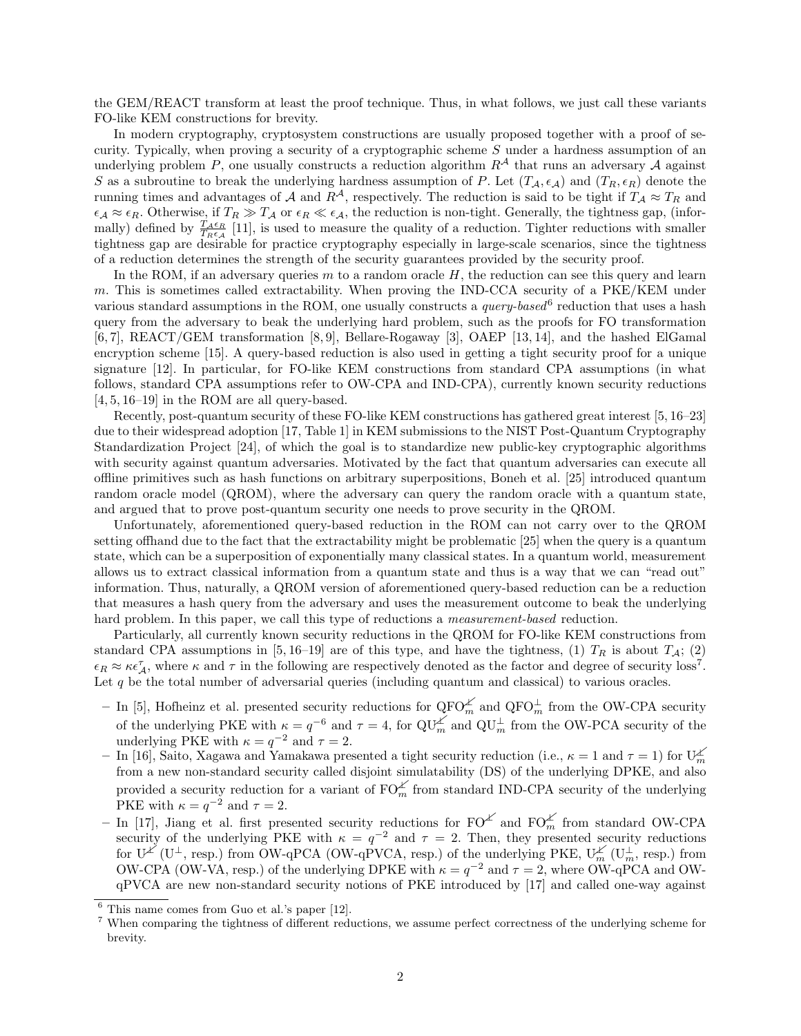the GEM/REACT transform at least the proof technique. Thus, in what follows, we just call these variants FO-like KEM constructions for brevity.

In modern cryptography, cryptosystem constructions are usually proposed together with a proof of security. Typically, when proving a security of a cryptographic scheme $S$ under a hardness assumption of an underlying problem $P$, one usually constructs a reduction algorithm $R^{\mathcal{A}}$ that runs an adversary $\mathcal{A}$ against $S$ as a subroutine to break the underlying hardness assumption of $P$. Let $(T_{\mathcal{A}}, \epsilon_{\mathcal{A}})$ and $(T_R, \epsilon_R)$ denote the running times and advantages of $\mathcal{A}$ and $R^{\mathcal{A}}$, respectively. The reduction is said to be tight if $T_{\mathcal{A}} \approx T_R$ and $\epsilon_{\mathcal{A}} \approx \epsilon_R$. Otherwise, if $T_R \gg T_{\mathcal{A}}$ or $\epsilon_R \ll \epsilon_{\mathcal{A}}$, the reduction is non-tight. Generally, the tightness gap, (informally) defined by $\frac{T_{\mathcal{A}}\epsilon_R}{T_R\epsilon_{\mathcal{A}}}$ [11], is used to measure the quality of a reduction. Tighter reductions with smaller tightness gap are desirable for practice cryptography especially in large-scale scenarios, since the tightness of a reduction determines the strength of the security guarantees provided by the security proof.

In the ROM, if an adversary queries $m$ to a random oracle $H$, the reduction can see this query and learn $m$. This is sometimes called extractability. When proving the IND-CCA security of a PKE/KEM under various standard assumptions in the ROM, one usually constructs a *query-based*[6] reduction that uses a hash query from the adversary to beak the underlying hard problem, such as the proofs for FO transformation [6, 7], REACT/GEM transformation [8, 9], Bellare-Rogaway [3], OAEP [13, 14], and the hashed ElGamal encryption scheme [15]. A query-based reduction is also used in getting a tight security proof for a unique signature [12]. In particular, for FO-like KEM constructions from standard CPA assumptions (in what follows, standard CPA assumptions refer to OW-CPA and IND-CPA), currently known security reductions [4, 5, 16–19] in the ROM are all query-based.

Recently, post-quantum security of these FO-like KEM constructions has gathered great interest [5, 16–23] due to their widespread adoption [17, Table 1] in KEM submissions to the NIST Post-Quantum Cryptography Standardization Project [24], of which the goal is to standardize new public-key cryptographic algorithms with security against quantum adversaries. Motivated by the fact that quantum adversaries can execute all offline primitives such as hash functions on arbitrary superpositions, Boneh et al. [25] introduced quantum random oracle model (QROM), where the adversary can query the random oracle with a quantum state, and argued that to prove post-quantum security one needs to prove security in the QROM.

Unfortunately, aforementioned query-based reduction in the ROM can not carry over to the QROM setting offhand due to the fact that the extractability might be problematic [25] when the query is a quantum state, which can be a superposition of exponentially many classical states. In a quantum world, measurement allows us to extract classical information from a quantum state and thus is a way that we can "read out" information. Thus, naturally, a QROM version of aforementioned query-based reduction can be a reduction that measures a hash query from the adversary and uses the measurement outcome to beak the underlying hard problem. In this paper, we call this type of reductions a *measurement-based* reduction.

Particularly, all currently known security reductions in the QROM for FO-like KEM constructions from standard CPA assumptions in [5, 16–19] are of this type, and have the tightness, (1) $T_R$ is about $T_{\mathcal{A}}$; (2) $\epsilon_R \approx \kappa\epsilon_{\mathcal{A}}^{\tau}$, where $\kappa$ and $\tau$ in the following are respectively denoted as the factor and degree of security loss[7]. Let $q$ be the total number of adversarial queries (including quantum and classical) to various oracles.

- In [5], Hofheinz et al. presented security reductions for $\mathrm{QFO}_m^{\not\perp}$ and $\mathrm{QFO}_m^{\perp}$ from the OW-CPA security of the underlying PKE with $\kappa = q^{-6}$ and $\tau = 4$, for $\mathrm{QU}_m^{\not\perp}$ and $\mathrm{QU}_m^{\perp}$ from the OW-PCA security of the underlying PKE with $\kappa = q^{-2}$ and $\tau = 2$.
- In [16], Saito, Xagawa and Yamakawa presented a tight security reduction (i.e., $\kappa = 1$ and $\tau = 1$) for $\mathrm{U}_m^{\not\perp}$ from a new non-standard security called disjoint simulatability (DS) of the underlying DPKE, and also provided a security reduction for a variant of $\mathrm{FO}_m^{\not\perp}$ from standard IND-CPA security of the underlying PKE with $\kappa = q^{-2}$ and $\tau = 2$.
- In [17], Jiang et al. first presented security reductions for $\mathrm{FO}^{\not\perp}$ and $\mathrm{FO}_m^{\not\perp}$ from standard OW-CPA security of the underlying PKE with $\kappa = q^{-2}$ and $\tau = 2$. Then, they presented security reductions for $\mathrm{U}^{\not\perp}$ ($\mathrm{U}^{\perp}$, resp.) from OW-qPCA (OW-qPVCA, resp.) of the underlying PKE, $\mathrm{U}_m^{\not\perp}$ ($\mathrm{U}_m^{\perp}$, resp.) from OW-CPA (OW-VA, resp.) of the underlying DPKE with $\kappa = q^{-2}$ and $\tau = 2$, where OW-qPCA and OW-qPVCA are new non-standard security notions of PKE introduced by [17] and called one-way against

[6] This name comes from Guo et al.'s paper [12].

[7] When comparing the tightness of different reductions, we assume perfect correctness of the underlying scheme for brevity.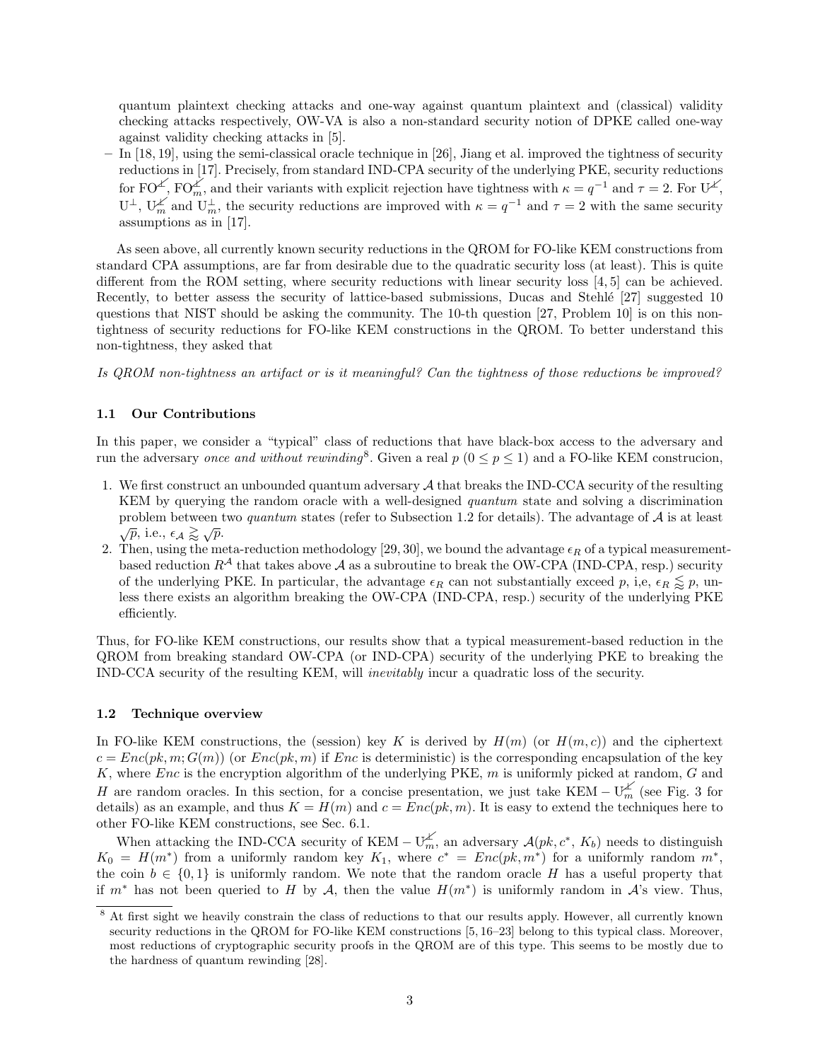quantum plaintext checking attacks and one-way against quantum plaintext and (classical) validity checking attacks respectively, OW-VA is also a non-standard security notion of DPKE called one-way against validity checking attacks in [5].

- In [18, 19], using the semi-classical oracle technique in [26], Jiang et al. improved the tightness of security reductions in [17]. Precisely, from standard IND-CPA security of the underlying PKE, security reductions for $\mathrm{FO}^{\not\perp}$, $\mathrm{FO}^{\not\perp}_m$, and their variants with explicit rejection have tightness with $\kappa = q^{-1}$ and $\tau = 2$. For $\mathrm{U}^{\not\perp}$, $\mathrm{U}^{\perp}$, $\mathrm{U}^{\not\perp}_m$ and $\mathrm{U}^{\perp}_m$, the security reductions are improved with $\kappa = q^{-1}$ and $\tau = 2$ with the same security assumptions as in [17].

As seen above, all currently known security reductions in the QROM for FO-like KEM constructions from standard CPA assumptions, are far from desirable due to the quadratic security loss (at least). This is quite different from the ROM setting, where security reductions with linear security loss [4, 5] can be achieved. Recently, to better assess the security of lattice-based submissions, Ducas and Stehlé [27] suggested 10 questions that NIST should be asking the community. The 10-th question [27, Problem 10] is on this non-tightness of security reductions for FO-like KEM constructions in the QROM. To better understand this non-tightness, they asked that

*Is QROM non-tightness an artifact or is it meaningful? Can the tightness of those reductions be improved?*

### 1.1 Our Contributions

In this paper, we consider a "typical" class of reductions that have black-box access to the adversary and run the adversary *once and without rewinding*[8]. Given a real $p$ ($0 \leq p \leq 1$) and a FO-like KEM construcion,

1. We first construct an unbounded quantum adversary $\mathcal{A}$ that breaks the IND-CCA security of the resulting KEM by querying the random oracle with a well-designed *quantum* state and solving a discrimination problem between two *quantum* states (refer to Subsection 1.2 for details). The advantage of $\mathcal{A}$ is at least $\sqrt{p}$, i.e., $\epsilon_{\mathcal{A}} \gtrapprox \sqrt{p}$.
2. Then, using the meta-reduction methodology [29, 30], we bound the advantage $\epsilon_R$ of a typical measurement-based reduction $R^{\mathcal{A}}$ that takes above $\mathcal{A}$ as a subroutine to break the OW-CPA (IND-CPA, resp.) security of the underlying PKE. In particular, the advantage $\epsilon_R$ can not substantially exceed $p$, i,e, $\epsilon_R \lessapprox p$, unless there exists an algorithm breaking the OW-CPA (IND-CPA, resp.) security of the underlying PKE efficiently.

Thus, for FO-like KEM constructions, our results show that a typical measurement-based reduction in the QROM from breaking standard OW-CPA (or IND-CPA) security of the underlying PKE to breaking the IND-CCA security of the resulting KEM, will *inevitably* incur a quadratic loss of the security.

### 1.2 Technique overview

In FO-like KEM constructions, the (session) key $K$ is derived by $H(m)$ (or $H(m, c)$) and the ciphertext $c = Enc(pk, m; G(m))$ (or $Enc(pk, m)$ if $Enc$ is deterministic) is the corresponding encapsulation of the key $K$, where $Enc$ is the encryption algorithm of the underlying PKE, $m$ is uniformly picked at random, $G$ and $H$ are random oracles. In this section, for a concise presentation, we just take $\mathrm{KEM} - \mathrm{U}^{\not\perp}_m$ (see Fig. 3 for details) as an example, and thus $K = H(m)$ and $c = Enc(pk, m)$. It is easy to extend the techniques here to other FO-like KEM constructions, see Sec. 6.1.

When attacking the IND-CCA security of $\mathrm{KEM} - \mathrm{U}^{\not\perp}_m$, an adversary $\mathcal{A}(pk, c^*, K_b)$ needs to distinguish $K_0 = H(m^*)$ from a uniformly random key $K_1$, where $c^* = Enc(pk, m^*)$ for a uniformly random $m^*$, the coin $b \in \{0, 1\}$ is uniformly random. We note that the random oracle $H$ has a useful property that if $m^*$ has not been queried to $H$ by $\mathcal{A}$, then the value $H(m^*)$ is uniformly random in $\mathcal{A}$'s view. Thus,

---

[8] At first sight we heavily constrain the class of reductions to that our results apply. However, all currently known security reductions in the QROM for FO-like KEM constructions [5, 16–23] belong to this typical class. Moreover, most reductions of cryptographic security proofs in the QROM are of this type. This seems to be mostly due to the hardness of quantum rewinding [28].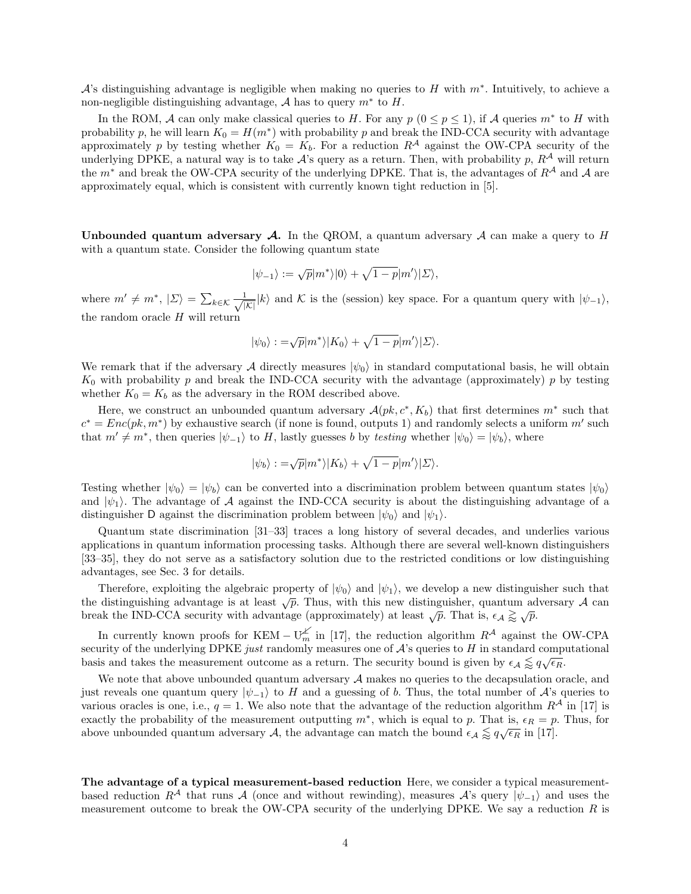$\mathcal{A}$'s distinguishing advantage is negligible when making no queries to $H$ with $m^*$. Intuitively, to achieve a non-negligible distinguishing advantage, $\mathcal{A}$ has to query $m^*$ to $H$.

In the ROM, $\mathcal{A}$ can only make classical queries to $H$. For any $p$ ($0 \leq p \leq 1$), if $\mathcal{A}$ queries $m^*$ to $H$ with probability $p$, he will learn $K_0 = H(m^*)$ with probability $p$ and break the IND-CCA security with advantage approximately $p$ by testing whether $K_0 = K_b$. For a reduction $R^{\mathcal{A}}$ against the OW-CPA security of the underlying DPKE, a natural way is to take $\mathcal{A}$'s query as a return. Then, with probability $p$, $R^{\mathcal{A}}$ will return the $m^*$ and break the OW-CPA security of the underlying DPKE. That is, the advantages of $R^{\mathcal{A}}$ and $\mathcal{A}$ are approximately equal, which is consistent with currently known tight reduction in [5].

**Unbounded quantum adversary $\mathcal{A}$.** In the QROM, a quantum adversary $\mathcal{A}$ can make a query to $H$ with a quantum state. Consider the following quantum state

$$|\psi_{-1}\rangle := \sqrt{p}|m^*\rangle|0\rangle + \sqrt{1-p}|m'\rangle|\Sigma\rangle,$$

where $m' \neq m^*$, $|\Sigma\rangle = \sum_{k\in\mathcal{K}} \frac{1}{\sqrt{|\mathcal{K}|}}|k\rangle$ and $\mathcal{K}$ is the (session) key space. For a quantum query with $|\psi_{-1}\rangle$, the random oracle $H$ will return

$$|\psi_0\rangle := \sqrt{p}|m^*\rangle|K_0\rangle + \sqrt{1-p}|m'\rangle|\Sigma\rangle.$$

We remark that if the adversary $\mathcal{A}$ directly measures $|\psi_0\rangle$ in standard computational basis, he will obtain $K_0$ with probability $p$ and break the IND-CCA security with the advantage (approximately) $p$ by testing whether $K_0 = K_b$ as the adversary in the ROM described above.

Here, we construct an unbounded quantum adversary $\mathcal{A}(pk, c^*, K_b)$ that first determines $m^*$ such that $c^* = Enc(pk, m^*)$ by exhaustive search (if none is found, outputs 1) and randomly selects a uniform $m'$ such that $m' \neq m^*$, then queries $|\psi_{-1}\rangle$ to $H$, lastly guesses $b$ by *testing* whether $|\psi_0\rangle = |\psi_b\rangle$, where

$$|\psi_b\rangle := \sqrt{p}|m^*\rangle|K_b\rangle + \sqrt{1-p}|m'\rangle|\Sigma\rangle.$$

Testing whether $|\psi_0\rangle = |\psi_b\rangle$ can be converted into a discrimination problem between quantum states $|\psi_0\rangle$ and $|\psi_1\rangle$. The advantage of $\mathcal{A}$ against the IND-CCA security is about the distinguishing advantage of a distinguisher $\mathsf{D}$ against the discrimination problem between $|\psi_0\rangle$ and $|\psi_1\rangle$.

Quantum state discrimination [31–33] traces a long history of several decades, and underlies various applications in quantum information processing tasks. Although there are several well-known distinguishers [33–35], they do not serve as a satisfactory solution due to the restricted conditions or low distinguishing advantages, see Sec. 3 for details.

Therefore, exploiting the algebraic property of $|\psi_0\rangle$ and $|\psi_1\rangle$, we develop a new distinguisher such that the distinguishing advantage is at least $\sqrt{p}$. Thus, with this new distinguisher, quantum adversary $\mathcal{A}$ can break the IND-CCA security with advantage (approximately) at least $\sqrt{p}$. That is, $\epsilon_{\mathcal{A}} \gtrapprox \sqrt{p}$.

In currently known proofs for $\mathrm{KEM} - \mathrm{U}_m^{\not\perp}$ in [17], the reduction algorithm $R^{\mathcal{A}}$ against the OW-CPA security of the underlying DPKE *just* randomly measures one of $\mathcal{A}$'s queries to $H$ in standard computational basis and takes the measurement outcome as a return. The security bound is given by $\epsilon_{\mathcal{A}} \lessapprox q\sqrt{\epsilon_R}$.

We note that above unbounded quantum adversary $\mathcal{A}$ makes no queries to the decapsulation oracle, and just reveals one quantum query $|\psi_{-1}\rangle$ to $H$ and a guessing of $b$. Thus, the total number of $\mathcal{A}$'s queries to various oracles is one, i.e., $q = 1$. We also note that the advantage of the reduction algorithm $R^{\mathcal{A}}$ in [17] is exactly the probability of the measurement outputting $m^*$, which is equal to $p$. That is, $\epsilon_R = p$. Thus, for above unbounded quantum adversary $\mathcal{A}$, the advantage can match the bound $\epsilon_{\mathcal{A}} \lessapprox q\sqrt{\epsilon_R}$ in [17].

**The advantage of a typical measurement-based reduction** Here, we consider a typical measurement-based reduction $R^{\mathcal{A}}$ that runs $\mathcal{A}$ (once and without rewinding), measures $\mathcal{A}$'s query $|\psi_{-1}\rangle$ and uses the measurement outcome to break the OW-CPA security of the underlying DPKE. We say a reduction $R$ is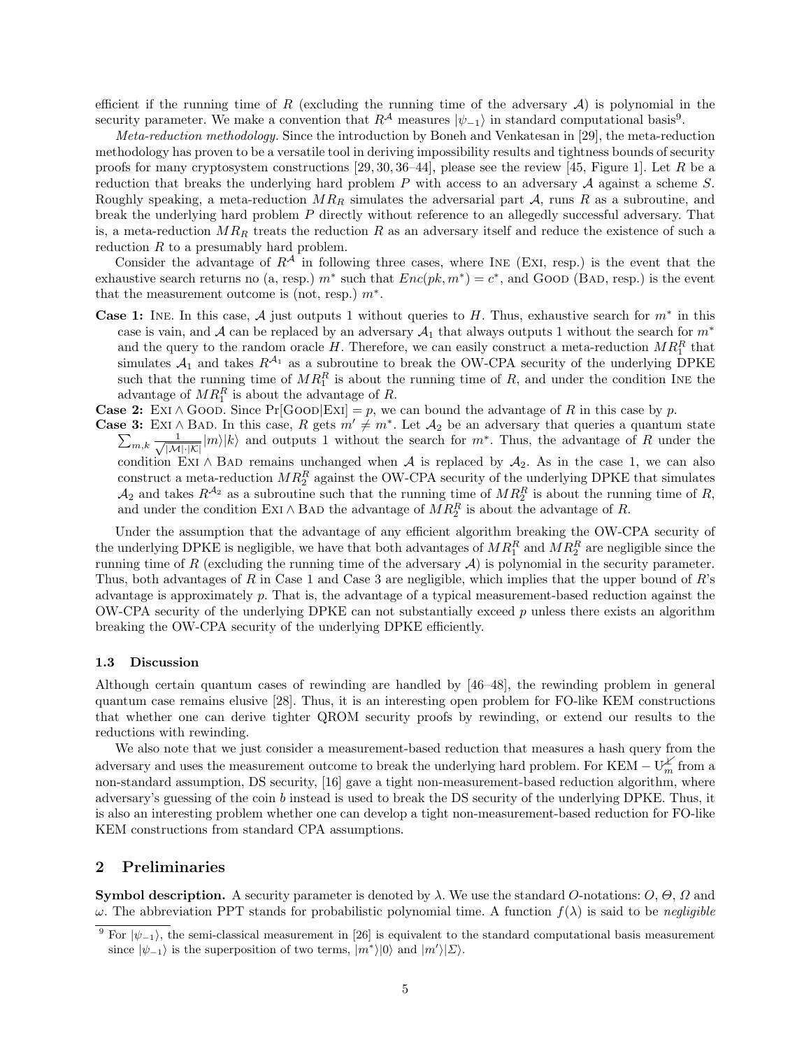efficient if the running time of $R$ (excluding the running time of the adversary $\mathcal{A}$) is polynomial in the security parameter. We make a convention that $R^{\mathcal{A}}$ measures $|\psi_{-1}\rangle$ in standard computational basis[9].

*Meta-reduction methodology.* Since the introduction by Boneh and Venkatesan in [29], the meta-reduction methodology has proven to be a versatile tool in deriving impossibility results and tightness bounds of security proofs for many cryptosystem constructions [29, 30, 36–44], please see the review [45, Figure 1]. Let $R$ be a reduction that breaks the underlying hard problem $P$ with access to an adversary $\mathcal{A}$ against a scheme $S$. Roughly speaking, a meta-reduction $MR_R$ simulates the adversarial part $\mathcal{A}$, runs $R$ as a subroutine, and break the underlying hard problem $P$ directly without reference to an allegedly successful adversary. That is, a meta-reduction $MR_R$ treats the reduction $R$ as an adversary itself and reduce the existence of such a reduction $R$ to a presumably hard problem.

Consider the advantage of $R^{\mathcal{A}}$ in following three cases, where INE (EXI, resp.) is the event that the exhaustive search returns no (a, resp.) $m^*$ such that $Enc(pk, m^*) = c^*$, and GOOD (BAD, resp.) is the event that the measurement outcome is (not, resp.) $m^*$.

**Case 1:** INE. In this case, $\mathcal{A}$ just outputs 1 without queries to $H$. Thus, exhaustive search for $m^*$ in this case is vain, and $\mathcal{A}$ can be replaced by an adversary $\mathcal{A}_1$ that always outputs 1 without the search for $m^*$ and the query to the random oracle $H$. Therefore, we can easily construct a meta-reduction $MR_1^R$ that simulates $\mathcal{A}_1$ and takes $R^{\mathcal{A}_1}$ as a subroutine to break the OW-CPA security of the underlying DPKE such that the running time of $MR_1^R$ is about the running time of $R$, and under the condition INE the advantage of $MR_1^R$ is about the advantage of $R$.

**Case 2:** EXI $\wedge$ GOOD. Since $\Pr[\text{GOOD}|\text{EXI}] = p$, we can bound the advantage of $R$ in this case by $p$.

**Case 3:** EXI $\wedge$ BAD. In this case, $R$ gets $m' \neq m^*$. Let $\mathcal{A}_2$ be an adversary that queries a quantum state $\sum_{m,k} \frac{1}{\sqrt{|\mathcal{M}|\cdot|\mathcal{K}|}}|m\rangle|k\rangle$ and outputs 1 without the search for $m^*$. Thus, the advantage of $R$ under the condition EXI $\wedge$ BAD remains unchanged when $\mathcal{A}$ is replaced by $\mathcal{A}_2$. As in the case 1, we can also construct a meta-reduction $MR_2^R$ against the OW-CPA security of the underlying DPKE that simulates $\mathcal{A}_2$ and takes $R^{\mathcal{A}_2}$ as a subroutine such that the running time of $MR_2^R$ is about the running time of $R$, and under the condition EXI $\wedge$ BAD the advantage of $MR_2^R$ is about the advantage of $R$.

Under the assumption that the advantage of any efficient algorithm breaking the OW-CPA security of the underlying DPKE is negligible, we have that both advantages of $MR_1^R$ and $MR_2^R$ are negligible since the running time of $R$ (excluding the running time of the adversary $\mathcal{A}$) is polynomial in the security parameter. Thus, both advantages of $R$ in Case 1 and Case 3 are negligible, which implies that the upper bound of $R$'s advantage is approximately $p$. That is, the advantage of a typical measurement-based reduction against the OW-CPA security of the underlying DPKE can not substantially exceed $p$ unless there exists an algorithm breaking the OW-CPA security of the underlying DPKE efficiently.

### 1.3 Discussion

Although certain quantum cases of rewinding are handled by [46–48], the rewinding problem in general quantum case remains elusive [28]. Thus, it is an interesting open problem for FO-like KEM constructions that whether one can derive tighter QROM security proofs by rewinding, or extend our results to the reductions with rewinding.

We also note that we just consider a measurement-based reduction that measures a hash query from the adversary and uses the measurement outcome to break the underlying hard problem. For KEM $-\mathrm{U}_m^{\not\perp}$ from a non-standard assumption, DS security, [16] gave a tight non-measurement-based reduction algorithm, where adversary's guessing of the coin $b$ instead is used to break the DS security of the underlying DPKE. Thus, it is also an interesting problem whether one can develop a tight non-measurement-based reduction for FO-like KEM constructions from standard CPA assumptions.

## 2 Preliminaries

**Symbol description.** A security parameter is denoted by $\lambda$. We use the standard $O$-notations: $O$, $\Theta$, $\Omega$ and $\omega$. The abbreviation PPT stands for probabilistic polynomial time. A function $f(\lambda)$ is said to be *negligible*

[9] For $|\psi_{-1}\rangle$, the semi-classical measurement in [26] is equivalent to the standard computational basis measurement since $|\psi_{-1}\rangle$ is the superposition of two terms, $|m^*\rangle|0\rangle$ and $|m'\rangle|\Sigma\rangle$.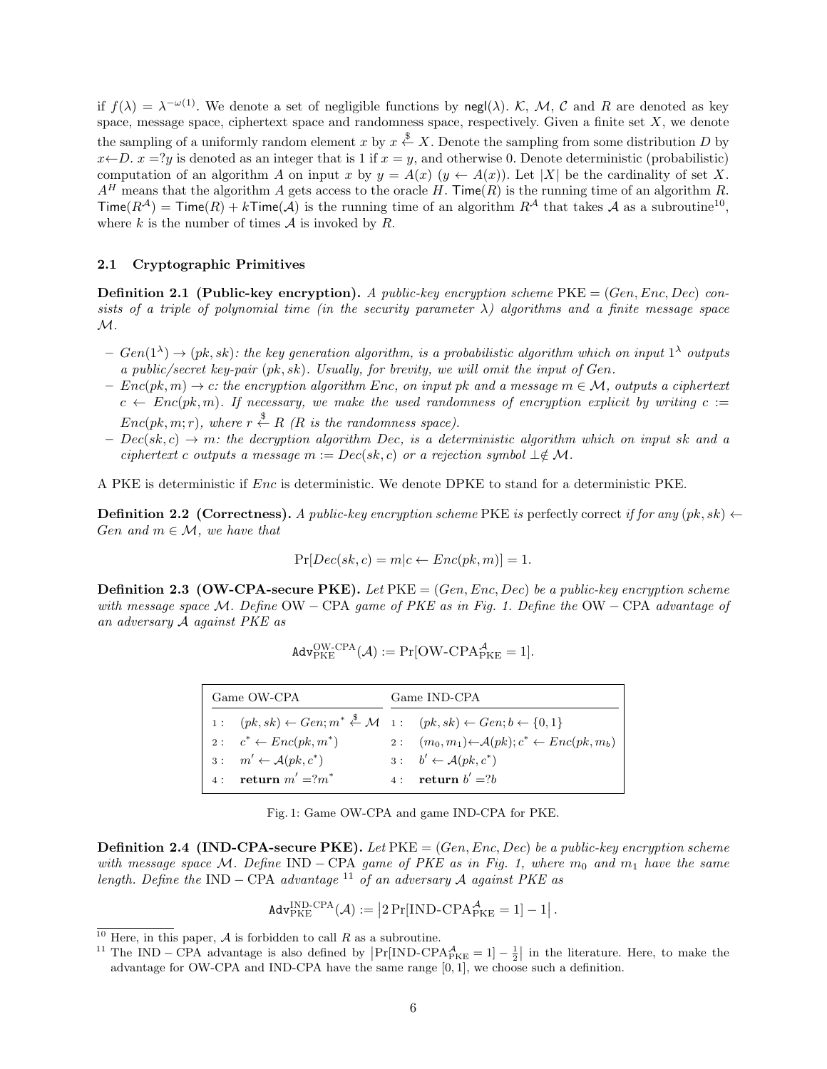if $f(\lambda) = \lambda^{-\omega(1)}$. We denote a set of negligible functions by $\mathsf{negl}(\lambda)$. $\mathcal{K}$, $\mathcal{M}$, $\mathcal{C}$ and $R$ are denoted as key space, message space, ciphertext space and randomness space, respectively. Given a finite set $X$, we denote the sampling of a uniformly random element $x$ by $x \xleftarrow{\$} X$. Denote the sampling from some distribution $D$ by $x \leftarrow D$. $x = ?y$ is denoted as an integer that is 1 if $x = y$, and otherwise 0. Denote deterministic (probabilistic) computation of an algorithm $A$ on input $x$ by $y = A(x)$ ($y \leftarrow A(x)$). Let $|X|$ be the cardinality of set $X$. $A^H$ means that the algorithm $A$ gets access to the oracle $H$. $\mathsf{Time}(R)$ is the running time of an algorithm $R$. $\mathsf{Time}(R^{\mathcal{A}}) = \mathsf{Time}(R) + k\mathsf{Time}(\mathcal{A})$ is the running time of an algorithm $R^{\mathcal{A}}$ that takes $\mathcal{A}$ as a subroutine[10], where $k$ is the number of times $\mathcal{A}$ is invoked by $R$.

### 2.1 Cryptographic Primitives

**Definition 2.1 (Public-key encryption).** *A public-key encryption scheme* $\mathrm{PKE} = (Gen, Enc, Dec)$ *consists of a triple of polynomial time (in the security parameter $\lambda$) algorithms and a finite message space $\mathcal{M}$.*

- $Gen(1^\lambda) \to (pk, sk)$: *the key generation algorithm, is a probabilistic algorithm which on input $1^\lambda$ outputs a public/secret key-pair $(pk, sk)$. Usually, for brevity, we will omit the input of Gen.*
- $Enc(pk, m) \to c$: *the encryption algorithm Enc, on input pk and a message $m \in \mathcal{M}$, outputs a ciphertext $c \leftarrow Enc(pk, m)$. If necessary, we make the used randomness of encryption explicit by writing $c := Enc(pk, m; r)$, where $r \xleftarrow{\$} R$ (R is the randomness space).*
- $Dec(sk, c) \to m$: *the decryption algorithm Dec, is a deterministic algorithm which on input sk and a ciphertext c outputs a message $m := Dec(sk, c)$ or a rejection symbol $\perp \notin \mathcal{M}$.*

A PKE is deterministic if $Enc$ is deterministic. We denote DPKE to stand for a deterministic PKE.

**Definition 2.2 (Correctness).** *A public-key encryption scheme* PKE *is* perfectly correct *if for any $(pk, sk) \leftarrow Gen$ and $m \in \mathcal{M}$, we have that*

$$\Pr[Dec(sk, c) = m | c \leftarrow Enc(pk, m)] = 1.$$

**Definition 2.3 (OW-CPA-secure PKE).** *Let* $\mathrm{PKE} = (Gen, Enc, Dec)$ *be a public-key encryption scheme with message space $\mathcal{M}$. Define* $\mathrm{OW-CPA}$ *game of PKE as in Fig. 1. Define the* $\mathrm{OW-CPA}$ *advantage of an adversary $\mathcal{A}$ against PKE as*

$$\mathtt{Adv}_{\mathrm{PKE}}^{\mathrm{OW\text{-}CPA}}(\mathcal{A}) := \Pr[\mathrm{OW\text{-}CPA}_{\mathrm{PKE}}^{\mathcal{A}} = 1].$$

| Game OW-CPA | Game IND-CPA |
|---|---|
| 1 : $(pk, sk) \leftarrow Gen; m^* \xleftarrow{\$} \mathcal{M}$ | 1 : $(pk, sk) \leftarrow Gen; b \leftarrow \{0, 1\}$ |
| 2 : $c^* \leftarrow Enc(pk, m^*)$ | 2 : $(m_0, m_1) \leftarrow \mathcal{A}(pk); c^* \leftarrow Enc(pk, m_b)$ |
| 3 : $m' \leftarrow \mathcal{A}(pk, c^*)$ | 3 : $b' \leftarrow \mathcal{A}(pk, c^*)$ |
| 4 : **return** $m' = ?m^*$ | 4 : **return** $b' = ?b$ |

Fig. 1: Game OW-CPA and game IND-CPA for PKE.

**Definition 2.4 (IND-CPA-secure PKE).** *Let* $\mathrm{PKE} = (Gen, Enc, Dec)$ *be a public-key encryption scheme with message space $\mathcal{M}$. Define* $\mathrm{IND-CPA}$ *game of PKE as in Fig. 1, where $m_0$ and $m_1$ have the same length. Define the* $\mathrm{IND-CPA}$ *advantage* [11] *of an adversary $\mathcal{A}$ against PKE as*

$$\mathtt{Adv}_{\mathrm{PKE}}^{\mathrm{IND\text{-}CPA}}(\mathcal{A}) := \left|2\Pr[\mathrm{IND\text{-}CPA}_{\mathrm{PKE}}^{\mathcal{A}} = 1] - 1\right|.$$

---

[10] Here, in this paper, $\mathcal{A}$ is forbidden to call $R$ as a subroutine.

[11] The $\mathrm{IND-CPA}$ advantage is also defined by $\left|\Pr[\mathrm{IND\text{-}CPA}_{\mathrm{PKE}}^{\mathcal{A}} = 1] - \frac{1}{2}\right|$ in the literature. Here, to make the advantage for OW-CPA and IND-CPA have the same range $[0, 1]$, we choose such a definition.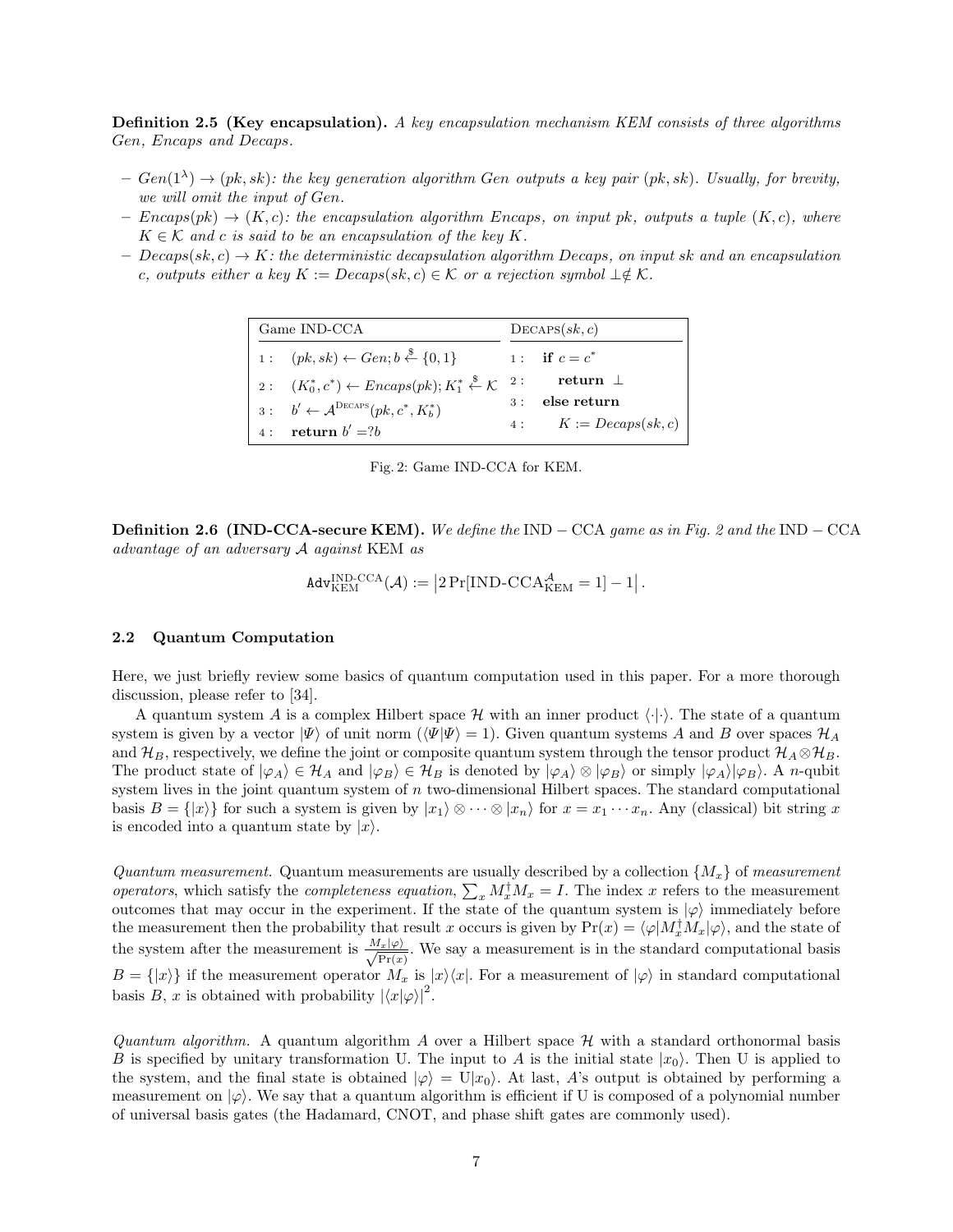**Definition 2.5 (Key encapsulation).** *A key encapsulation mechanism KEM consists of three algorithms Gen, Encaps and Decaps.*

- $Gen(1^\lambda) \to (pk, sk)$*: the key generation algorithm Gen outputs a key pair* $(pk, sk)$*. Usually, for brevity, we will omit the input of Gen.*
- $Encaps(pk) \to (K, c)$*: the encapsulation algorithm Encaps, on input pk, outputs a tuple* $(K, c)$*, where* $K \in \mathcal{K}$ *and c is said to be an encapsulation of the key K.*
- $Decaps(sk, c) \to K$*: the deterministic decapsulation algorithm Decaps, on input sk and an encapsulation c, outputs either a key* $K := Decaps(sk, c) \in \mathcal{K}$ *or a rejection symbol* $\perp \notin \mathcal{K}$*.*

| Game IND-CCA | DECAPS$(sk, c)$ |
|---|---|
| 1 : $(pk, sk) \leftarrow Gen; b \xleftarrow{\$} \{0,1\}$ | 1 : **if** $c = c^*$ |
| 2 : $(K_0^*, c^*) \leftarrow Encaps(pk); K_1^* \xleftarrow{\$} \mathcal{K}$ | 2 : **return** $\perp$ |
| 3 : $b' \leftarrow \mathcal{A}^{\text{DECAPS}}(pk, c^*, K_b^*)$ | 3 : **else return** |
| 4 : **return** $b' =? b$ | 4 : $K := Decaps(sk, c)$ |

Fig. 2: Game IND-CCA for KEM.

**Definition 2.6 (IND-CCA-secure KEM).** *We define the* IND − CCA *game as in Fig. 2 and the* IND − CCA *advantage of an adversary* $\mathcal{A}$ *against* KEM *as*

$$\mathtt{Adv}_{\text{KEM}}^{\text{IND-CCA}}(\mathcal{A}) := \left|2\Pr[\text{IND-CCA}_{\text{KEM}}^{\mathcal{A}} = 1] - 1\right|.$$

### 2.2 Quantum Computation

Here, we just briefly review some basics of quantum computation used in this paper. For a more thorough discussion, please refer to [34].

A quantum system $A$ is a complex Hilbert space $\mathcal{H}$ with an inner product $\langle\cdot|\cdot\rangle$. The state of a quantum system is given by a vector $|\Psi\rangle$ of unit norm ($\langle\Psi|\Psi\rangle = 1$). Given quantum systems $A$ and $B$ over spaces $\mathcal{H}_A$ and $\mathcal{H}_B$, respectively, we define the joint or composite quantum system through the tensor product $\mathcal{H}_A \otimes \mathcal{H}_B$. The product state of $|\varphi_A\rangle \in \mathcal{H}_A$ and $|\varphi_B\rangle \in \mathcal{H}_B$ is denoted by $|\varphi_A\rangle \otimes |\varphi_B\rangle$ or simply $|\varphi_A\rangle|\varphi_B\rangle$. A $n$-qubit system lives in the joint quantum system of $n$ two-dimensional Hilbert spaces. The standard computational basis $B = \{|x\rangle\}$ for such a system is given by $|x_1\rangle \otimes \cdots \otimes |x_n\rangle$ for $x = x_1 \cdots x_n$. Any (classical) bit string $x$ is encoded into a quantum state by $|x\rangle$.

*Quantum measurement.* Quantum measurements are usually described by a collection $\{M_x\}$ of *measurement operators*, which satisfy the *completeness equation*, $\sum_x M_x^\dagger M_x = I$. The index $x$ refers to the measurement outcomes that may occur in the experiment. If the state of the quantum system is $|\varphi\rangle$ immediately before the measurement then the probability that result $x$ occurs is given by $\Pr(x) = \langle\varphi|M_x^\dagger M_x|\varphi\rangle$, and the state of the system after the measurement is $\frac{M_x|\varphi\rangle}{\sqrt{\Pr(x)}}$. We say a measurement is in the standard computational basis $B = \{|x\rangle\}$ if the measurement operator $M_x$ is $|x\rangle\langle x|$. For a measurement of $|\varphi\rangle$ in standard computational basis $B$, $x$ is obtained with probability $|\langle x|\varphi\rangle|^2$.

*Quantum algorithm.* A quantum algorithm $A$ over a Hilbert space $\mathcal{H}$ with a standard orthonormal basis $B$ is specified by unitary transformation U. The input to $A$ is the initial state $|x_0\rangle$. Then U is applied to the system, and the final state is obtained $|\varphi\rangle = \text{U}|x_0\rangle$. At last, $A$'s output is obtained by performing a measurement on $|\varphi\rangle$. We say that a quantum algorithm is efficient if U is composed of a polynomial number of universal basis gates (the Hadamard, CNOT, and phase shift gates are commonly used).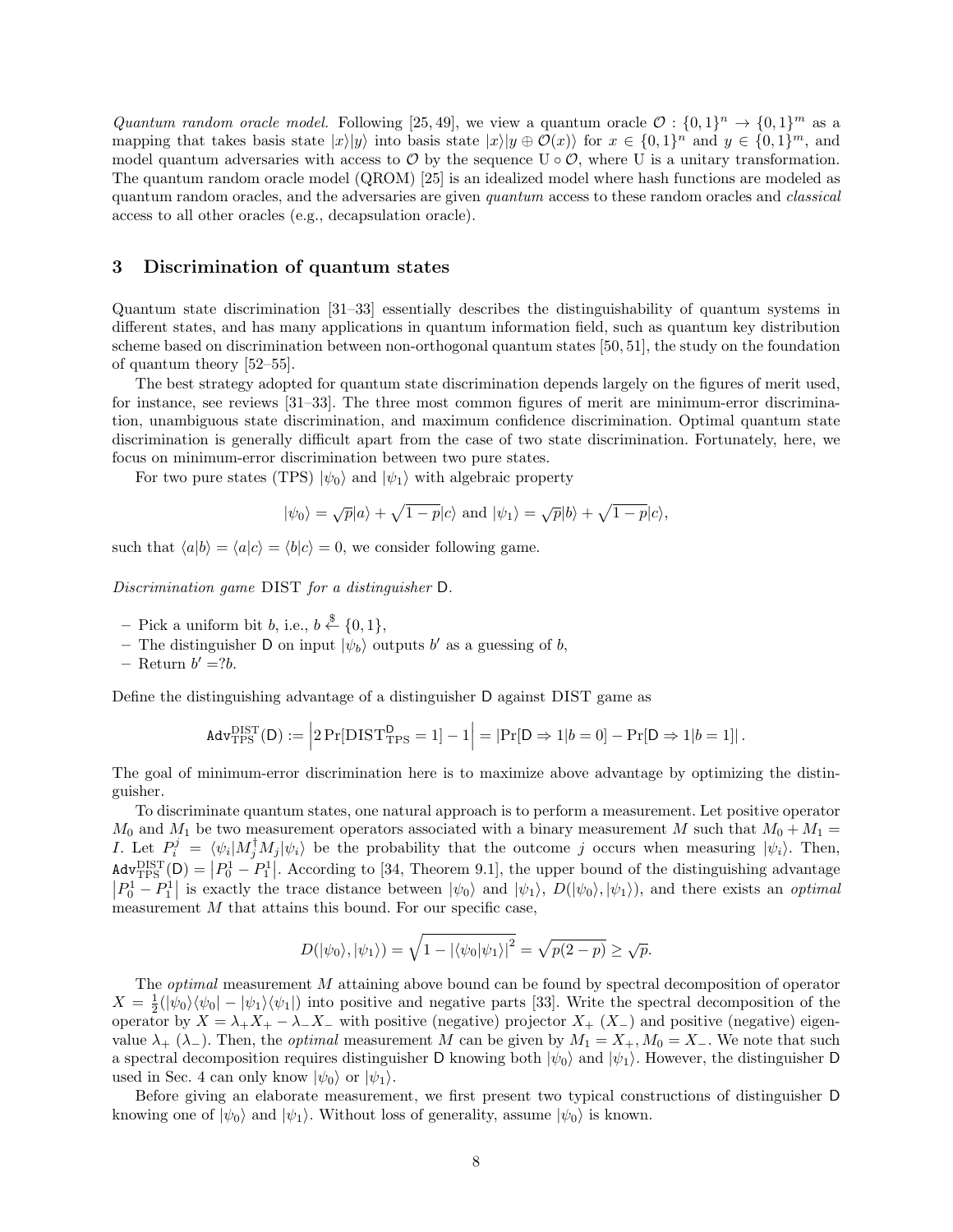*Quantum random oracle model.* Following [25, 49], we view a quantum oracle $\mathcal{O} : \{0,1\}^n \rightarrow \{0,1\}^m$ as a mapping that takes basis state $|x\rangle|y\rangle$ into basis state $|x\rangle|y \oplus \mathcal{O}(x)\rangle$ for $x \in \{0,1\}^n$ and $y \in \{0,1\}^m$, and model quantum adversaries with access to $\mathcal{O}$ by the sequence $\mathrm{U} \circ \mathcal{O}$, where U is a unitary transformation. The quantum random oracle model (QROM) [25] is an idealized model where hash functions are modeled as quantum random oracles, and the adversaries are given *quantum* access to these random oracles and *classical* access to all other oracles (e.g., decapsulation oracle).

## 3 Discrimination of quantum states

Quantum state discrimination [31–33] essentially describes the distinguishability of quantum systems in different states, and has many applications in quantum information field, such as quantum key distribution scheme based on discrimination between non-orthogonal quantum states [50, 51], the study on the foundation of quantum theory [52–55].

The best strategy adopted for quantum state discrimination depends largely on the figures of merit used, for instance, see reviews [31–33]. The three most common figures of merit are minimum-error discrimination, unambiguous state discrimination, and maximum confidence discrimination. Optimal quantum state discrimination is generally difficult apart from the case of two state discrimination. Fortunately, here, we focus on minimum-error discrimination between two pure states.

For two pure states (TPS) $|\psi_0\rangle$ and $|\psi_1\rangle$ with algebraic property

$$|\psi_0\rangle = \sqrt{p}|a\rangle + \sqrt{1-p}|c\rangle \text{ and } |\psi_1\rangle = \sqrt{p}|b\rangle + \sqrt{1-p}|c\rangle,$$

such that $\langle a|b\rangle = \langle a|c\rangle = \langle b|c\rangle = 0$, we consider following game.

*Discrimination game* DIST *for a distinguisher* $\mathsf{D}$.

- Pick a uniform bit $b$, i.e., $b \xleftarrow{\$} \{0,1\}$,
- The distinguisher $\mathsf{D}$ on input $|\psi_b\rangle$ outputs $b'$ as a guessing of $b$,
- Return $b' =?b$.

Define the distinguishing advantage of a distinguisher $\mathsf{D}$ against DIST game as

$$\mathtt{Adv}^{\mathrm{DIST}}_{\mathrm{TPS}}(\mathsf{D}) := \left|2\Pr[\mathrm{DIST}^{\mathsf{D}}_{\mathrm{TPS}} = 1] - 1\right| = \left|\Pr[\mathsf{D} \Rightarrow 1|b=0] - \Pr[\mathsf{D} \Rightarrow 1|b=1]\right|.$$

The goal of minimum-error discrimination here is to maximize above advantage by optimizing the distinguisher.

To discriminate quantum states, one natural approach is to perform a measurement. Let positive operator $M_0$ and $M_1$ be two measurement operators associated with a binary measurement $M$ such that $M_0 + M_1 = I$. Let $P_i^j = \langle\psi_i|M_j^\dagger M_j|\psi_i\rangle$ be the probability that the outcome $j$ occurs when measuring $|\psi_i\rangle$. Then, $\mathtt{Adv}^{\mathrm{DIST}}_{\mathrm{TPS}}(\mathsf{D}) = \left|P_0^1 - P_1^1\right|$. According to [34, Theorem 9.1], the upper bound of the distinguishing advantage $\left|P_0^1 - P_1^1\right|$ is exactly the trace distance between $|\psi_0\rangle$ and $|\psi_1\rangle$, $D(|\psi_0\rangle, |\psi_1\rangle)$, and there exists an *optimal* measurement $M$ that attains this bound. For our specific case,

$$D(|\psi_0\rangle, |\psi_1\rangle) = \sqrt{1 - |\langle\psi_0|\psi_1\rangle|^2} = \sqrt{p(2-p)} \geq \sqrt{p}.$$

The *optimal* measurement $M$ attaining above bound can be found by spectral decomposition of operator $X = \frac{1}{2}(|\psi_0\rangle\langle\psi_0| - |\psi_1\rangle\langle\psi_1|)$ into positive and negative parts [33]. Write the spectral decomposition of the operator by $X = \lambda_+ X_+ - \lambda_- X_-$ with positive (negative) projector $X_+$ ($X_-$) and positive (negative) eigenvalue $\lambda_+$ ($\lambda_-$). Then, the *optimal* measurement $M$ can be given by $M_1 = X_+, M_0 = X_-$. We note that such a spectral decomposition requires distinguisher $\mathsf{D}$ knowing both $|\psi_0\rangle$ and $|\psi_1\rangle$. However, the distinguisher $\mathsf{D}$ used in Sec. 4 can only know $|\psi_0\rangle$ or $|\psi_1\rangle$.

Before giving an elaborate measurement, we first present two typical constructions of distinguisher $\mathsf{D}$ knowing one of $|\psi_0\rangle$ and $|\psi_1\rangle$. Without loss of generality, assume $|\psi_0\rangle$ is known.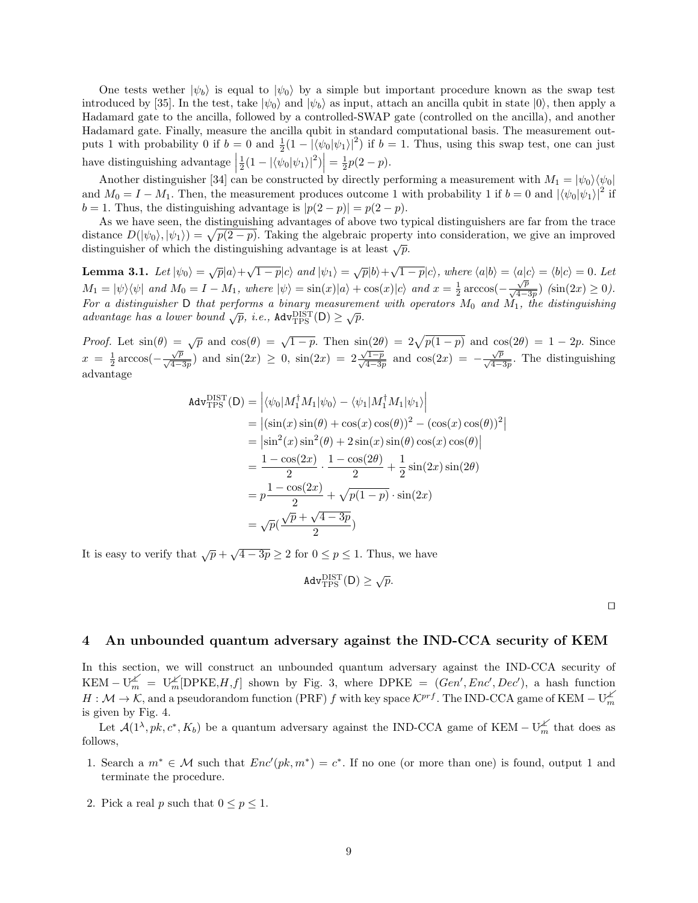One tests wether $|\psi_b\rangle$ is equal to $|\psi_0\rangle$ by a simple but important procedure known as the swap test introduced by [35]. In the test, take $|\psi_0\rangle$ and $|\psi_b\rangle$ as input, attach an ancilla qubit in state $|0\rangle$, then apply a Hadamard gate to the ancilla, followed by a controlled-SWAP gate (controlled on the ancilla), and another Hadamard gate. Finally, measure the ancilla qubit in standard computational basis. The measurement outputs 1 with probability 0 if $b = 0$ and $\frac{1}{2}(1 - |\langle\psi_0|\psi_1\rangle|^2)$ if $b = 1$. Thus, using this swap test, one can just have distinguishing advantage $\left|\frac{1}{2}(1 - |\langle\psi_0|\psi_1\rangle|^2)\right| = \frac{1}{2}p(2-p)$.

Another distinguisher [34] can be constructed by directly performing a measurement with $M_1 = |\psi_0\rangle\langle\psi_0|$ and $M_0 = I - M_1$. Then, the measurement produces outcome 1 with probability 1 if $b = 0$ and $|\langle\psi_0|\psi_1\rangle|^2$ if $b = 1$. Thus, the distinguishing advantage is $|p(2-p)| = p(2-p)$.

As we have seen, the distinguishing advantages of above two typical distinguishers are far from the trace distance $D(|\psi_0\rangle, |\psi_1\rangle) = \sqrt{p(2-p)}$. Taking the algebraic property into consideration, we give an improved distinguisher of which the distinguishing advantage is at least $\sqrt{p}$.

**Lemma 3.1.** *Let $|\psi_0\rangle = \sqrt{p}|a\rangle + \sqrt{1-p}|c\rangle$ and $|\psi_1\rangle = \sqrt{p}|b\rangle + \sqrt{1-p}|c\rangle$, where $\langle a|b\rangle = \langle a|c\rangle = \langle b|c\rangle = 0$. Let $M_1 = |\psi\rangle\langle\psi|$ and $M_0 = I - M_1$, where $|\psi\rangle = \sin(x)|a\rangle + \cos(x)|c\rangle$ and $x = \frac{1}{2}\arccos(-\frac{\sqrt{p}}{\sqrt{4-3p}})$ ($\sin(2x) \geq 0$). For a distinguisher $\mathsf{D}$ that performs a binary measurement with operators $M_0$ and $M_1$, the distinguishing advantage has a lower bound $\sqrt{p}$, i.e., $\mathtt{Adv}^{\mathrm{DIST}}_{\mathrm{TPS}}(\mathsf{D}) \geq \sqrt{p}$.*

*Proof.* Let $\sin(\theta) = \sqrt{p}$ and $\cos(\theta) = \sqrt{1-p}$. Then $\sin(2\theta) = 2\sqrt{p(1-p)}$ and $\cos(2\theta) = 1 - 2p$. Since $x = \frac{1}{2}\arccos(-\frac{\sqrt{p}}{\sqrt{4-3p}})$ and $\sin(2x) \geq 0$, $\sin(2x) = 2\frac{\sqrt{1-p}}{\sqrt{4-3p}}$ and $\cos(2x) = -\frac{\sqrt{p}}{\sqrt{4-3p}}$. The distinguishing advantage

$$
\begin{aligned}
\mathtt{Adv}^{\mathrm{DIST}}_{\mathrm{TPS}}(\mathsf{D}) &= \left|\langle\psi_0|M_1^\dagger M_1|\psi_0\rangle - \langle\psi_1|M_1^\dagger M_1|\psi_1\rangle\right| \\
&= \left|(\sin(x)\sin(\theta) + \cos(x)\cos(\theta))^2 - (\cos(x)\cos(\theta))^2\right| \\
&= \left|\sin^2(x)\sin^2(\theta) + 2\sin(x)\sin(\theta)\cos(x)\cos(\theta)\right| \\
&= \frac{1-\cos(2x)}{2} \cdot \frac{1-\cos(2\theta)}{2} + \frac{1}{2}\sin(2x)\sin(2\theta) \\
&= p\frac{1-\cos(2x)}{2} + \sqrt{p(1-p)} \cdot \sin(2x) \\
&= \sqrt{p}(\frac{\sqrt{p} + \sqrt{4-3p}}{2})
\end{aligned}
$$

It is easy to verify that $\sqrt{p} + \sqrt{4-3p} \geq 2$ for $0 \leq p \leq 1$. Thus, we have

$$
\mathtt{Adv}^{\mathrm{DIST}}_{\mathrm{TPS}}(\mathsf{D}) \geq \sqrt{p}.
$$

□

## 4 An unbounded quantum adversary against the IND-CCA security of KEM

In this section, we will construct an unbounded quantum adversary against the IND-CCA security of $\mathrm{KEM} - \mathrm{U}_m^{\not\perp} = \mathrm{U}_m^{\not\perp}[\mathrm{DPKE}, H, f]$ shown by Fig. 3, where $\mathrm{DPKE} = (Gen', Enc', Dec')$, a hash function $H : \mathcal{M} \to \mathcal{K}$, and a pseudorandom function (PRF) $f$ with key space $\mathcal{K}^{prf}$. The IND-CCA game of $\mathrm{KEM} - \mathrm{U}_m^{\not\perp}$ is given by Fig. 4.

Let $\mathcal{A}(1^\lambda, pk, c^*, K_b)$ be a quantum adversary against the IND-CCA game of $\mathrm{KEM} - \mathrm{U}_m^{\not\perp}$ that does as follows,

1. Search a $m^* \in \mathcal{M}$ such that $Enc'(pk, m^*) = c^*$. If no one (or more than one) is found, output 1 and terminate the procedure.
2. Pick a real $p$ such that $0 \leq p \leq 1$.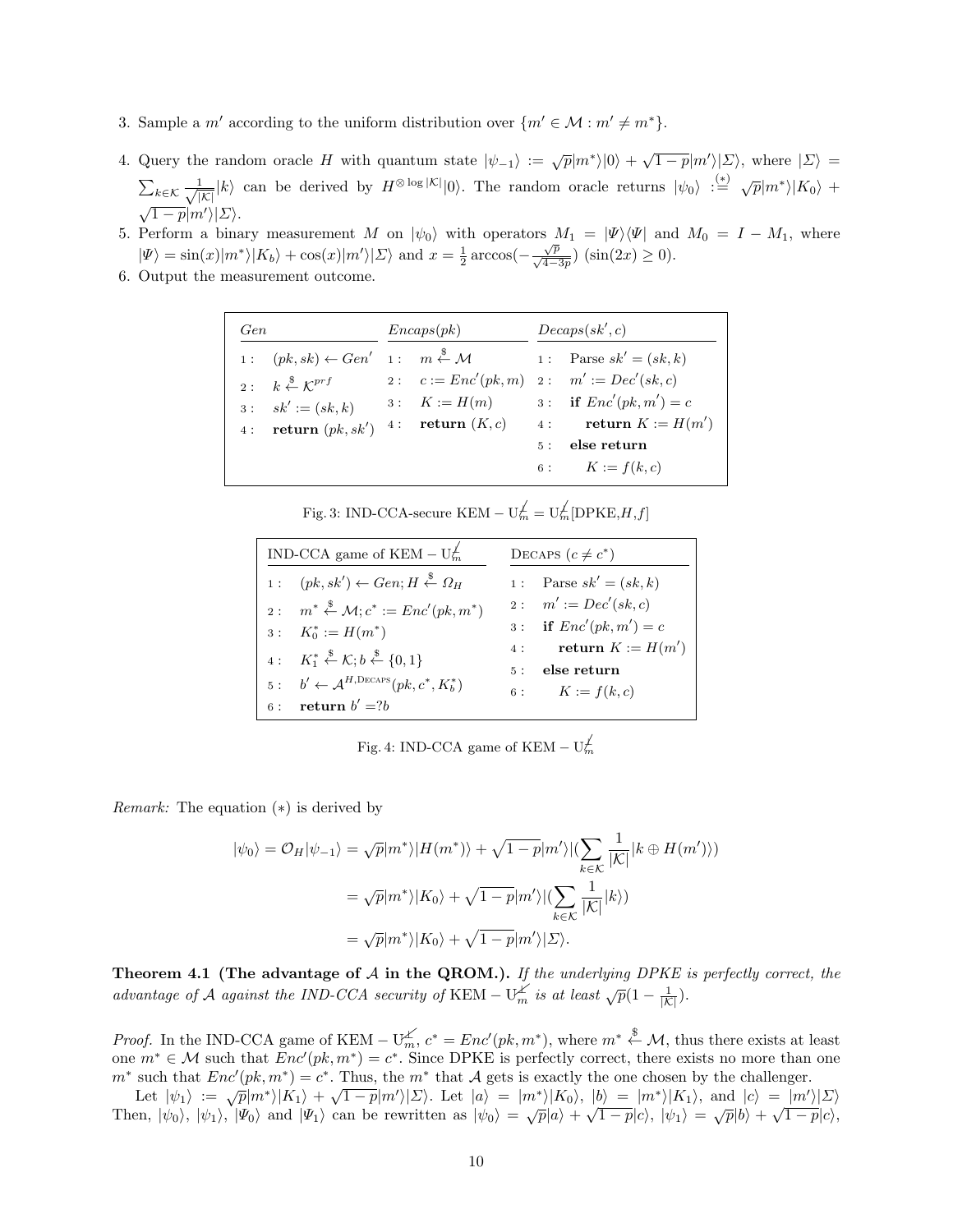3. Sample a $m'$ according to the uniform distribution over $\{m' \in \mathcal{M} : m' \neq m^*\}$.
4. Query the random oracle $H$ with quantum state $|\psi_{-1}\rangle := \sqrt{p}|m^*\rangle|0\rangle + \sqrt{1-p}|m'\rangle|\Sigma\rangle$, where $|\Sigma\rangle = \sum_{k\in\mathcal{K}} \frac{1}{\sqrt{|\mathcal{K}|}}|k\rangle$ can be derived by $H^{\otimes \log|\mathcal{K}|}|0\rangle$. The random oracle returns $|\psi_0\rangle \overset{(*)}{:=} \sqrt{p}|m^*\rangle|K_0\rangle + \sqrt{1-p}|m'\rangle|\Sigma\rangle$.
5. Perform a binary measurement $M$ on $|\psi_0\rangle$ with operators $M_1 = |\Psi\rangle\langle\Psi|$ and $M_0 = I - M_1$, where $|\Psi\rangle = \sin(x)|m^*\rangle|K_b\rangle + \cos(x)|m'\rangle|\Sigma\rangle$ and $x = \frac{1}{2}\arccos(-\frac{\sqrt{p}}{\sqrt{4-3p}})$ $(\sin(2x) \geq 0)$.
6. Output the measurement outcome.

| $Gen$ | $Encaps(pk)$ | $Decaps(sk', c)$ |
|---|---|---|
| 1 : $(pk, sk) \leftarrow Gen'$ | 1 : $m \xleftarrow{\$} \mathcal{M}$ | 1 : Parse $sk' = (sk, k)$ |
| 2 : $k \xleftarrow{\$} \mathcal{K}^{prf}$ | 2 : $c := Enc'(pk, m)$ | 2 : $m' := Dec'(sk, c)$ |
| 3 : $sk' := (sk, k)$ | 3 : $K := H(m)$ | 3 : **if** $Enc'(pk, m') = c$ |
| 4 : **return** $(pk, sk')$ | 4 : **return** $(K, c)$ | 4 : **return** $K := H(m')$ |
| | | 5 : **else return** |
| | | 6 : $K := f(k, c)$ |

Fig. 3: IND-CCA-secure KEM $-$ $\mathrm{U}_m^{\not\perp} = \mathrm{U}_m^{\not\perp}[\mathrm{DPKE}, H, f]$

| IND-CCA game of KEM $-$ $\mathrm{U}_m^{\not\perp}$ | DECAPS $(c \neq c^*)$ |
|---|---|
| 1 : $(pk, sk') \leftarrow Gen; H \xleftarrow{\$} \Omega_H$ | 1 : Parse $sk' = (sk, k)$ |
| 2 : $m^* \xleftarrow{\$} \mathcal{M}; c^* := Enc'(pk, m^*)$ | 2 : $m' := Dec'(sk, c)$ |
| 3 : $K_0^* := H(m^*)$ | 3 : **if** $Enc'(pk, m') = c$ |
| 4 : $K_1^* \xleftarrow{\$} \mathcal{K}; b \xleftarrow{\$} \{0, 1\}$ | 4 : **return** $K := H(m')$ |
| 5 : $b' \leftarrow \mathcal{A}^{H, \mathrm{DECAPS}}(pk, c^*, K_b^*)$ | 5 : **else return** |
| 6 : **return** $b' =? b$ | 6 : $K := f(k, c)$ |

Fig. 4: IND-CCA game of KEM $-$ $\mathrm{U}_m^{\not\perp}$

*Remark:* The equation $(*)$ is derived by

$$
\begin{aligned}
|\psi_0\rangle = \mathcal{O}_H|\psi_{-1}\rangle &= \sqrt{p}|m^*\rangle|H(m^*)\rangle + \sqrt{1-p}|m'\rangle|(\sum_{k\in\mathcal{K}} \frac{1}{|\mathcal{K}|}|k \oplus H(m')\rangle) \\
&= \sqrt{p}|m^*\rangle|K_0\rangle + \sqrt{1-p}|m'\rangle|(\sum_{k\in\mathcal{K}} \frac{1}{|\mathcal{K}|}|k\rangle) \\
&= \sqrt{p}|m^*\rangle|K_0\rangle + \sqrt{1-p}|m'\rangle|\Sigma\rangle.
\end{aligned}
$$

**Theorem 4.1 (The advantage of $\mathcal{A}$ in the QROM.).** *If the underlying DPKE is perfectly correct, the advantage of $\mathcal{A}$ against the IND-CCA security of* KEM $-$ $\mathrm{U}_m^{\not\perp}$ *is at least* $\sqrt{p}(1 - \frac{1}{|\mathcal{K}|})$.

*Proof.* In the IND-CCA game of KEM $-$ $\mathrm{U}_m^{\not\perp}$, $c^* = Enc'(pk, m^*)$, where $m^* \xleftarrow{\$} \mathcal{M}$, thus there exists at least one $m^* \in \mathcal{M}$ such that $Enc'(pk, m^*) = c^*$. Since DPKE is perfectly correct, there exists no more than one $m^*$ such that $Enc'(pk, m^*) = c^*$. Thus, the $m^*$ that $\mathcal{A}$ gets is exactly the one chosen by the challenger.

Let $|\psi_1\rangle := \sqrt{p}|m^*\rangle|K_1\rangle + \sqrt{1-p}|m'\rangle|\Sigma\rangle$. Let $|a\rangle = |m^*\rangle|K_0\rangle$, $|b\rangle = |m^*\rangle|K_1\rangle$, and $|c\rangle = |m'\rangle|\Sigma\rangle$ Then, $|\psi_0\rangle$, $|\psi_1\rangle$, $|\Psi_0\rangle$ and $|\Psi_1\rangle$ can be rewritten as $|\psi_0\rangle = \sqrt{p}|a\rangle + \sqrt{1-p}|c\rangle$, $|\psi_1\rangle = \sqrt{p}|b\rangle + \sqrt{1-p}|c\rangle$,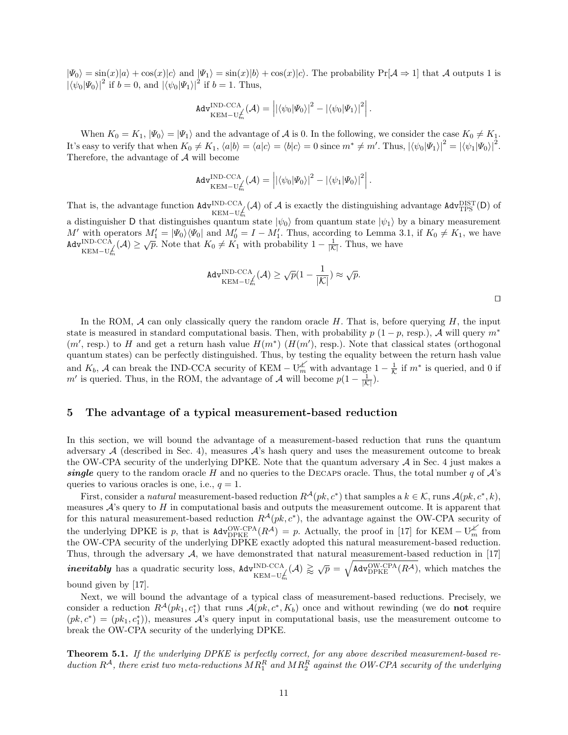$|\Psi_0\rangle = \sin(x)|a\rangle + \cos(x)|c\rangle$ and $|\Psi_1\rangle = \sin(x)|b\rangle + \cos(x)|c\rangle$. The probability $\Pr[\mathcal{A} \Rightarrow 1]$ that $\mathcal{A}$ outputs 1 is $|\langle\psi_0|\Psi_0\rangle|^2$ if $b = 0$, and $|\langle\psi_0|\Psi_1\rangle|^2$ if $b = 1$. Thus,

$$\texttt{Adv}^{\text{IND-CCA}}_{\text{KEM}-\text{U}^{\not\perp}_m}(\mathcal{A}) = \left| |\langle\psi_0|\Psi_0\rangle|^2 - |\langle\psi_0|\Psi_1\rangle|^2 \right|.$$

When $K_0 = K_1$, $|\Psi_0\rangle = |\Psi_1\rangle$ and the advantage of $\mathcal{A}$ is 0. In the following, we consider the case $K_0 \neq K_1$. It's easy to verify that when $K_0 \neq K_1$, $\langle a|b\rangle = \langle a|c\rangle = \langle b|c\rangle = 0$ since $m^* \neq m'$. Thus, $|\langle\psi_0|\Psi_1\rangle|^2 = |\langle\psi_1|\Psi_0\rangle|^2$. Therefore, the advantage of $\mathcal{A}$ will become

$$\texttt{Adv}^{\text{IND-CCA}}_{\text{KEM}-\text{U}^{\not\perp}_m}(\mathcal{A}) = \left| |\langle\psi_0|\Psi_0\rangle|^2 - |\langle\psi_1|\Psi_0\rangle|^2 \right|.$$

That is, the advantage function $\texttt{Adv}^{\text{IND-CCA}}_{\text{KEM}-\text{U}^{\not\perp}_m}(\mathcal{A})$ of $\mathcal{A}$ is exactly the distinguishing advantage $\texttt{Adv}^{\text{DIST}}_{\text{TPS}}(\mathsf{D})$ of a distinguisher $\mathsf{D}$ that distinguishes quantum state $|\psi_0\rangle$ from quantum state $|\psi_1\rangle$ by a binary measurement $M'$ with operators $M'_1 = |\Psi_0\rangle\langle\Psi_0|$ and $M'_0 = I - M'_1$. Thus, according to Lemma 3.1, if $K_0 \neq K_1$, we have $\texttt{Adv}^{\text{IND-CCA}}_{\text{KEM}-\text{U}^{\not\perp}_m}(\mathcal{A}) \geq \sqrt{p}$. Note that $K_0 \neq K_1$ with probability $1 - \frac{1}{|\mathcal{K}|}$. Thus, we have

$$\texttt{Adv}^{\text{IND-CCA}}_{\text{KEM}-\text{U}^{\not\perp}_m}(\mathcal{A}) \geq \sqrt{p}(1 - \frac{1}{|\mathcal{K}|}) \approx \sqrt{p}.$$

□

In the ROM, $\mathcal{A}$ can only classically query the random oracle $H$. That is, before querying $H$, the input state is measured in standard computational basis. Then, with probability $p$ $(1 - p$, resp.), $\mathcal{A}$ will query $m^*$ ($m'$, resp.) to $H$ and get a return hash value $H(m^*)$ ($H(m')$, resp.). Note that classical states (orthogonal quantum states) can be perfectly distinguished. Thus, by testing the equality between the return hash value and $K_b$, $\mathcal{A}$ can break the IND-CCA security of $\text{KEM} - \text{U}^{\not\perp}_m$ with advantage $1 - \frac{1}{\mathcal{K}}$ if $m^*$ is queried, and 0 if $m'$ is queried. Thus, in the ROM, the advantage of $\mathcal{A}$ will become $p(1 - \frac{1}{|\mathcal{K}|})$.

## 5 The advantage of a typical measurement-based reduction

In this section, we will bound the advantage of a measurement-based reduction that runs the quantum adversary $\mathcal{A}$ (described in Sec. 4), measures $\mathcal{A}$'s hash query and uses the measurement outcome to break the OW-CPA security of the underlying DPKE. Note that the quantum adversary $\mathcal{A}$ in Sec. 4 just makes a ***single*** query to the random oracle $H$ and no queries to the DECAPS oracle. Thus, the total number $q$ of $\mathcal{A}$'s queries to various oracles is one, i.e., $q = 1$.

First, consider a *natural* measurement-based reduction $R^{\mathcal{A}}(pk, c^*)$ that samples a $k \in \mathcal{K}$, runs $\mathcal{A}(pk, c^*, k)$, measures $\mathcal{A}$'s query to $H$ in computational basis and outputs the measurement outcome. It is apparent that for this natural measurement-based reduction $R^{\mathcal{A}}(pk, c^*)$, the advantage against the OW-CPA security of the underlying DPKE is $p$, that is $\texttt{Adv}^{\text{OW-CPA}}_{\text{DPKE}}(R^{\mathcal{A}}) = p$. Actually, the proof in [17] for $\text{KEM} - \text{U}^{\not\perp}_m$ from the OW-CPA security of the underlying DPKE exactly adopted this natural measurement-based reduction. Thus, through the adversary $\mathcal{A}$, we have demonstrated that natural measurement-based reduction in [17] ***inevitably*** has a quadratic security loss, $\texttt{Adv}^{\text{IND-CCA}}_{\text{KEM}-\text{U}^{\not\perp}_m}(\mathcal{A}) \gtrapprox \sqrt{p} = \sqrt{\texttt{Adv}^{\text{OW-CPA}}_{\text{DPKE}}(R^{\mathcal{A}})}$, which matches the bound given by [17].

Next, we will bound the advantage of a typical class of measurement-based reductions. Precisely, we consider a reduction $R^{\mathcal{A}}(pk_1, c^*_1)$ that runs $\mathcal{A}(pk, c^*, K_b)$ once and without rewinding (we do **not** require $(pk, c^*) = (pk_1, c^*_1)$), measures $\mathcal{A}$'s query input in computational basis, use the measurement outcome to break the OW-CPA security of the underlying DPKE.

**Theorem 5.1.** *If the underlying DPKE is perfectly correct, for any above described measurement-based reduction $R^{\mathcal{A}}$, there exist two meta-reductions $MR^R_1$ and $MR^R_2$ against the OW-CPA security of the underlying*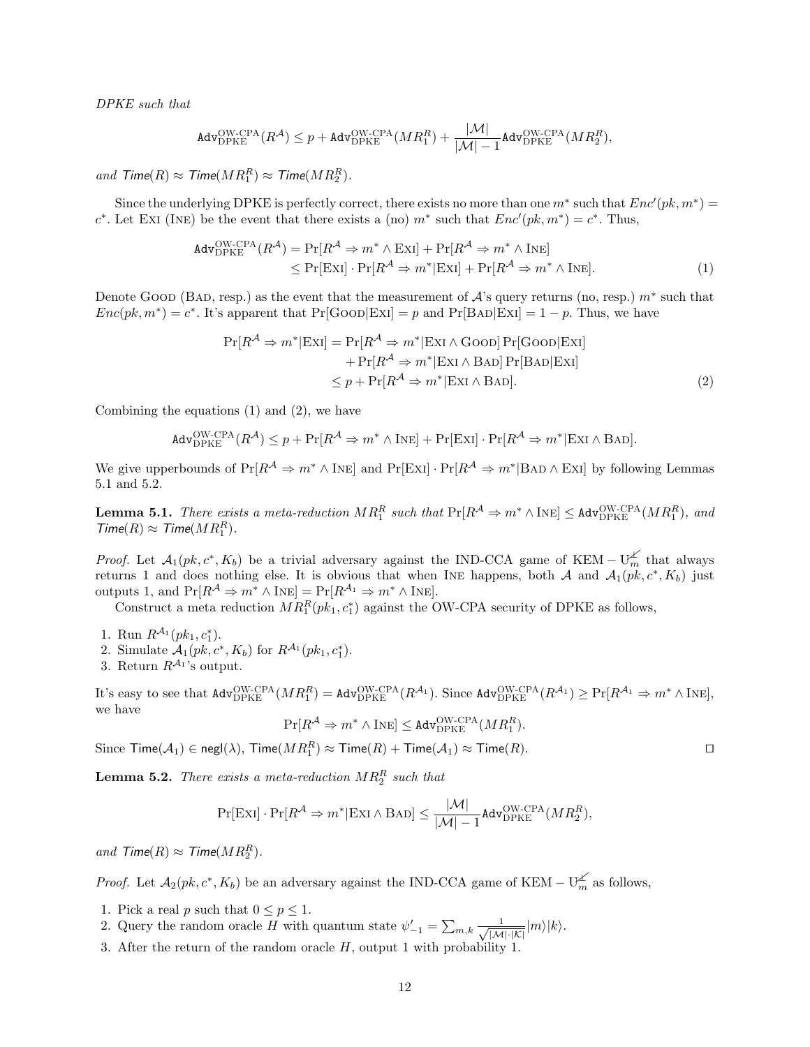*DPKE such that*

$$\mathtt{Adv}_{\mathrm{DPKE}}^{\mathrm{OW\text{-}CPA}}(R^{\mathcal{A}}) \leq p + \mathtt{Adv}_{\mathrm{DPKE}}^{\mathrm{OW\text{-}CPA}}(MR_1^R) + \frac{|\mathcal{M}|}{|\mathcal{M}|-1}\mathtt{Adv}_{\mathrm{DPKE}}^{\mathrm{OW\text{-}CPA}}(MR_2^R),$$

*and* $\mathsf{Time}(R) \approx \mathsf{Time}(MR_1^R) \approx \mathsf{Time}(MR_2^R)$.

Since the underlying DPKE is perfectly correct, there exists no more than one $m^*$ such that $Enc'(pk, m^*) = c^*$. Let Exi (Ine) be the event that there exists a (no) $m^*$ such that $Enc'(pk, m^*) = c^*$. Thus,

$$\begin{aligned}\mathtt{Adv}_{\mathrm{DPKE}}^{\mathrm{OW\text{-}CPA}}(R^{\mathcal{A}}) &= \Pr[R^{\mathcal{A}} \Rightarrow m^* \wedge \textsc{Exi}] + \Pr[R^{\mathcal{A}} \Rightarrow m^* \wedge \textsc{Ine}] \\ &\leq \Pr[\textsc{Exi}] \cdot \Pr[R^{\mathcal{A}} \Rightarrow m^* | \textsc{Exi}] + \Pr[R^{\mathcal{A}} \Rightarrow m^* \wedge \textsc{Ine}]. \qquad (1)\end{aligned}$$

Denote Good (Bad, resp.) as the event that the measurement of $\mathcal{A}$'s query returns (no, resp.) $m^*$ such that $Enc(pk, m^*) = c^*$. It's apparent that $\Pr[\textsc{Good}|\textsc{Exi}] = p$ and $\Pr[\textsc{Bad}|\textsc{Exi}] = 1 - p$. Thus, we have

$$\begin{aligned}\Pr[R^{\mathcal{A}} \Rightarrow m^* | \textsc{Exi}] &= \Pr[R^{\mathcal{A}} \Rightarrow m^* | \textsc{Exi} \wedge \textsc{Good}] \Pr[\textsc{Good}|\textsc{Exi}] \\ &\quad + \Pr[R^{\mathcal{A}} \Rightarrow m^* | \textsc{Exi} \wedge \textsc{Bad}] \Pr[\textsc{Bad}|\textsc{Exi}] \\ &\leq p + \Pr[R^{\mathcal{A}} \Rightarrow m^* | \textsc{Exi} \wedge \textsc{Bad}]. \qquad (2)\end{aligned}$$

Combining the equations (1) and (2), we have

$$\mathtt{Adv}_{\mathrm{DPKE}}^{\mathrm{OW\text{-}CPA}}(R^{\mathcal{A}}) \leq p + \Pr[R^{\mathcal{A}} \Rightarrow m^* \wedge \textsc{Ine}] + \Pr[\textsc{Exi}] \cdot \Pr[R^{\mathcal{A}} \Rightarrow m^* | \textsc{Exi} \wedge \textsc{Bad}].$$

We give upperbounds of $\Pr[R^{\mathcal{A}} \Rightarrow m^* \wedge \textsc{Ine}]$ and $\Pr[\textsc{Exi}] \cdot \Pr[R^{\mathcal{A}} \Rightarrow m^* | \textsc{Bad} \wedge \textsc{Exi}]$ by following Lemmas 5.1 and 5.2.

**Lemma 5.1.** *There exists a meta-reduction $MR_1^R$ such that $\Pr[R^{\mathcal{A}} \Rightarrow m^* \wedge \textsc{Ine}] \leq \mathtt{Adv}_{\mathrm{DPKE}}^{\mathrm{OW\text{-}CPA}}(MR_1^R)$, and $\mathsf{Time}(R) \approx \mathsf{Time}(MR_1^R)$.*

*Proof.* Let $\mathcal{A}_1(pk, c^*, K_b)$ be a trivial adversary against the IND-CCA game of $\mathrm{KEM} - \mathrm{U}_m^{\not\perp}$ that always returns 1 and does nothing else. It is obvious that when Ine happens, both $\mathcal{A}$ and $\mathcal{A}_1(pk, c^*, K_b)$ just outputs 1, and $\Pr[R^{\mathcal{A}} \Rightarrow m^* \wedge \textsc{Ine}] = \Pr[R^{\mathcal{A}_1} \Rightarrow m^* \wedge \textsc{Ine}]$.

Construct a meta reduction $MR_1^R(pk_1, c_1^*)$ against the OW-CPA security of DPKE as follows,

1. Run $R^{\mathcal{A}_1}(pk_1, c_1^*)$.
2. Simulate $\mathcal{A}_1(pk, c^*, K_b)$ for $R^{\mathcal{A}_1}(pk_1, c_1^*)$.
3. Return $R^{\mathcal{A}_1}$'s output.

It's easy to see that $\mathtt{Adv}_{\mathrm{DPKE}}^{\mathrm{OW\text{-}CPA}}(MR_1^R) = \mathtt{Adv}_{\mathrm{DPKE}}^{\mathrm{OW\text{-}CPA}}(R^{\mathcal{A}_1})$. Since $\mathtt{Adv}_{\mathrm{DPKE}}^{\mathrm{OW\text{-}CPA}}(R^{\mathcal{A}_1}) \geq \Pr[R^{\mathcal{A}_1} \Rightarrow m^* \wedge \textsc{Ine}]$, we have

$$\Pr[R^{\mathcal{A}} \Rightarrow m^* \wedge \textsc{Ine}] \leq \mathtt{Adv}_{\mathrm{DPKE}}^{\mathrm{OW\text{-}CPA}}(MR_1^R).$$

Since $\mathsf{Time}(\mathcal{A}_1) \in \mathsf{negl}(\lambda)$, $\mathsf{Time}(MR_1^R) \approx \mathsf{Time}(R) + \mathsf{Time}(\mathcal{A}_1) \approx \mathsf{Time}(R)$. ◻

**Lemma 5.2.** *There exists a meta-reduction $MR_2^R$ such that*

$$\Pr[\textsc{Exi}] \cdot \Pr[R^{\mathcal{A}} \Rightarrow m^* | \textsc{Exi} \wedge \textsc{Bad}] \leq \frac{|\mathcal{M}|}{|\mathcal{M}|-1}\mathtt{Adv}_{\mathrm{DPKE}}^{\mathrm{OW\text{-}CPA}}(MR_2^R),$$

*and $\mathsf{Time}(R) \approx \mathsf{Time}(MR_2^R)$.*

*Proof.* Let $\mathcal{A}_2(pk, c^*, K_b)$ be an adversary against the IND-CCA game of $\mathrm{KEM} - \mathrm{U}_m^{\not\perp}$ as follows,

1. Pick a real $p$ such that $0 \leq p \leq 1$.
2. Query the random oracle $H$ with quantum state $\psi'_{-1} = \sum_{m,k} \frac{1}{\sqrt{|\mathcal{M}| \cdot |\mathcal{K}|}} |m\rangle |k\rangle$.
3. After the return of the random oracle $H$, output 1 with probability 1.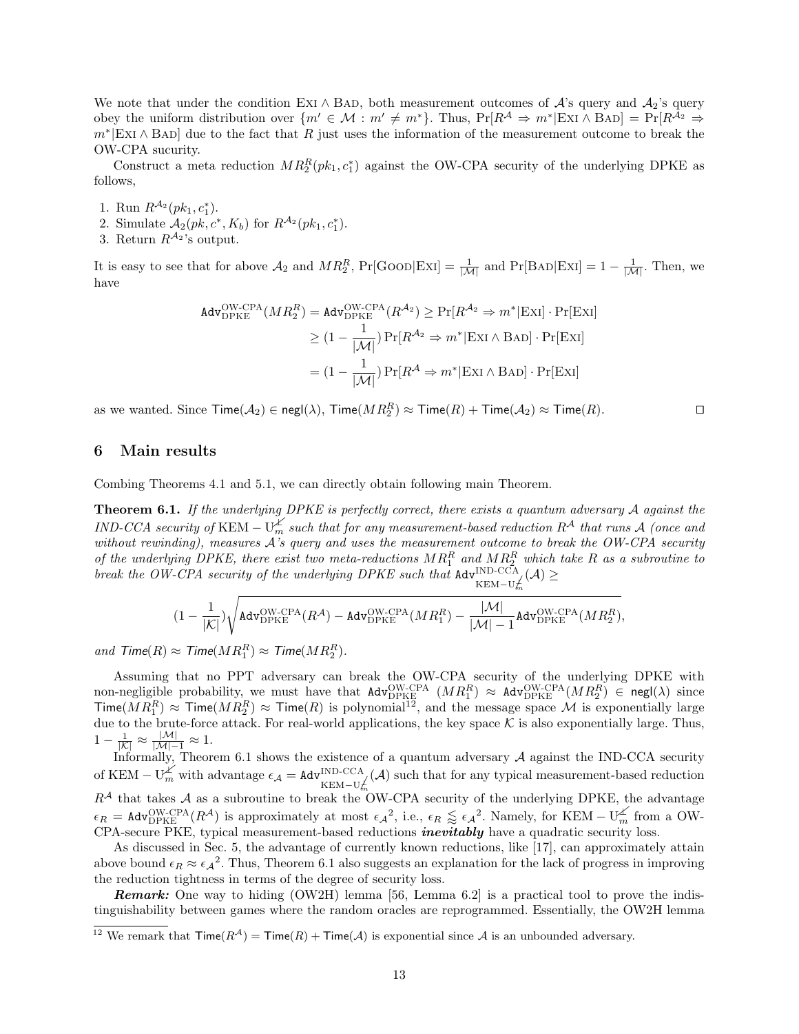We note that under the condition $\text{Exi} \wedge \text{Bad}$, both measurement outcomes of $\mathcal{A}$'s query and $\mathcal{A}_2$'s query obey the uniform distribution over $\{m' \in \mathcal{M} : m' \neq m^*\}$. Thus, $\Pr[R^{\mathcal{A}} \Rightarrow m^* | \text{Exi} \wedge \text{Bad}] = \Pr[R^{\mathcal{A}_2} \Rightarrow m^* | \text{Exi} \wedge \text{Bad}]$ due to the fact that $R$ just uses the information of the measurement outcome to break the OW-CPA sucurity.

Construct a meta reduction $MR_2^R(pk_1, c_1^*)$ against the OW-CPA security of the underlying DPKE as follows,

1. Run $R^{\mathcal{A}_2}(pk_1, c_1^*)$.
2. Simulate $\mathcal{A}_2(pk, c^*, K_b)$ for $R^{\mathcal{A}_2}(pk_1, c_1^*)$.
3. Return $R^{\mathcal{A}_2}$'s output.

It is easy to see that for above $\mathcal{A}_2$ and $MR_2^R$, $\Pr[\text{Good}|\text{Exi}] = \frac{1}{|\mathcal{M}|}$ and $\Pr[\text{Bad}|\text{Exi}] = 1 - \frac{1}{|\mathcal{M}|}$. Then, we have

$$
\begin{aligned}
\mathsf{Adv}_{\text{DPKE}}^{\text{OW-CPA}}(MR_2^R) = \mathsf{Adv}_{\text{DPKE}}^{\text{OW-CPA}}(R^{\mathcal{A}_2}) &\geq \Pr[R^{\mathcal{A}_2} \Rightarrow m^* | \text{Exi}] \cdot \Pr[\text{Exi}] \\
&\geq (1 - \frac{1}{|\mathcal{M}|}) \Pr[R^{\mathcal{A}_2} \Rightarrow m^* | \text{Exi} \wedge \text{Bad}] \cdot \Pr[\text{Exi}] \\
&= (1 - \frac{1}{|\mathcal{M}|}) \Pr[R^{\mathcal{A}} \Rightarrow m^* | \text{Exi} \wedge \text{Bad}] \cdot \Pr[\text{Exi}]
\end{aligned}
$$

as we wanted. Since $\mathsf{Time}(\mathcal{A}_2) \in \mathsf{negl}(\lambda)$, $\mathsf{Time}(MR_2^R) \approx \mathsf{Time}(R) + \mathsf{Time}(\mathcal{A}_2) \approx \mathsf{Time}(R)$. □

## 6 Main results

Combing Theorems 4.1 and 5.1, we can directly obtain following main Theorem.

**Theorem 6.1.** *If the underlying DPKE is perfectly correct, there exists a quantum adversary $\mathcal{A}$ against the IND-CCA security of $\text{KEM} - \text{U}_m^{\not\perp}$ such that for any measurement-based reduction $R^{\mathcal{A}}$ that runs $\mathcal{A}$ (once and without rewinding), measures $\mathcal{A}$'s query and uses the measurement outcome to break the OW-CPA security of the underlying DPKE, there exist two meta-reductions $MR_1^R$ and $MR_2^R$ which take $R$ as a subroutine to break the OW-CPA security of the underlying DPKE such that* $\mathsf{Adv}_{\text{KEM}-\text{U}_m^{\not\perp}}^{\text{IND-CCA}}(\mathcal{A}) \geq$

$$
(1 - \frac{1}{|\mathcal{K}|}) \sqrt{\mathsf{Adv}_{\text{DPKE}}^{\text{OW-CPA}}(R^{\mathcal{A}}) - \mathsf{Adv}_{\text{DPKE}}^{\text{OW-CPA}}(MR_1^R) - \frac{|\mathcal{M}|}{|\mathcal{M}|-1} \mathsf{Adv}_{\text{DPKE}}^{\text{OW-CPA}}(MR_2^R)},
$$

*and* $\mathsf{Time}(R) \approx \mathsf{Time}(MR_1^R) \approx \mathsf{Time}(MR_2^R)$.

Assuming that no PPT adversary can break the OW-CPA security of the underlying DPKE with non-negligible probability, we must have that $\mathsf{Adv}_{\text{DPKE}}^{\text{OW-CPA}}(MR_1^R) \approx \mathsf{Adv}_{\text{DPKE}}^{\text{OW-CPA}}(MR_2^R) \in \mathsf{negl}(\lambda)$ since $\mathsf{Time}(MR_1^R) \approx \mathsf{Time}(MR_2^R) \approx \mathsf{Time}(R)$ is polynomial[12], and the message space $\mathcal{M}$ is exponentially large due to the brute-force attack. For real-world applications, the key space $\mathcal{K}$ is also exponentially large. Thus, $1 - \frac{1}{|\mathcal{K}|} \approx \frac{|\mathcal{M}|}{|\mathcal{M}|-1} \approx 1$.

Informally, Theorem 6.1 shows the existence of a quantum adversary $\mathcal{A}$ against the IND-CCA security of $\text{KEM} - \text{U}_m^{\not\perp}$ with advantage $\epsilon_{\mathcal{A}} = \mathsf{Adv}_{\text{KEM}-\text{U}_m^{\not\perp}}^{\text{IND-CCA}}(\mathcal{A})$ such that for any typical measurement-based reduction $R^{\mathcal{A}}$ that takes $\mathcal{A}$ as a subroutine to break the OW-CPA security of the underlying DPKE, the advantage $\epsilon_R = \mathsf{Adv}_{\text{DPKE}}^{\text{OW-CPA}}(R^{\mathcal{A}})$ is approximately at most ${\epsilon_{\mathcal{A}}}^2$, i.e., $\epsilon_R \lessapprox {\epsilon_{\mathcal{A}}}^2$. Namely, for $\text{KEM} - \text{U}_m^{\not\perp}$ from a OW-CPA-secure PKE, typical measurement-based reductions ***inevitably*** have a quadratic security loss.

As discussed in Sec. 5, the advantage of currently known reductions, like [17], can approximately attain above bound $\epsilon_R \approx {\epsilon_{\mathcal{A}}}^2$. Thus, Theorem 6.1 also suggests an explanation for the lack of progress in improving the reduction tightness in terms of the degree of security loss.

***Remark:*** One way to hiding (OW2H) lemma [56, Lemma 6.2] is a practical tool to prove the indistinguishability between games where the random oracles are reprogrammed. Essentially, the OW2H lemma

[12] We remark that $\mathsf{Time}(R^{\mathcal{A}}) = \mathsf{Time}(R) + \mathsf{Time}(\mathcal{A})$ is exponential since $\mathcal{A}$ is an unbounded adversary.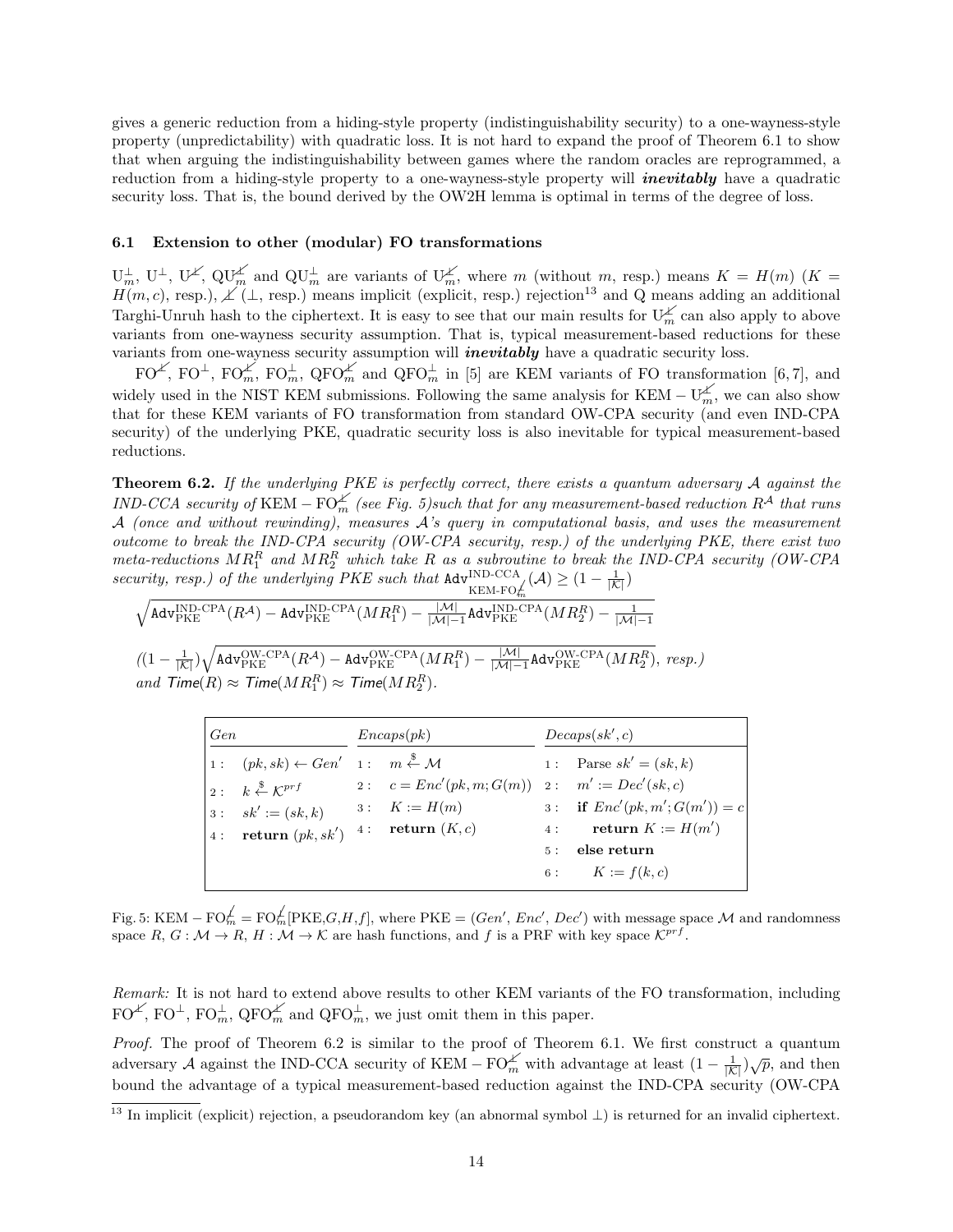gives a generic reduction from a hiding-style property (indistinguishability security) to a one-wayness-style property (unpredictability) with quadratic loss. It is not hard to expand the proof of Theorem 6.1 to show that when arguing the indistinguishability between games where the random oracles are reprogrammed, a reduction from a hiding-style property to a one-wayness-style property will ***inevitably*** have a quadratic security loss. That is, the bound derived by the OW2H lemma is optimal in terms of the degree of loss.

### 6.1 Extension to other (modular) FO transformations

$\mathrm{U}_m^\perp$, $\mathrm{U}^\perp$, $\mathrm{U}^{\not\perp}$, $\mathrm{QU}_m^{\not\perp}$ and $\mathrm{QU}_m^\perp$ are variants of $\mathrm{U}_m^{\not\perp}$, where $m$ (without $m$, resp.) means $K = H(m)$ ($K = H(m, c)$, resp.), $\not\perp$ ($\perp$, resp.) means implicit (explicit, resp.) rejection[13] and Q means adding an additional Targhi-Unruh hash to the ciphertext. It is easy to see that our main results for $\mathrm{U}_m^{\not\perp}$ can also apply to above variants from one-wayness security assumption. That is, typical measurement-based reductions for these variants from one-wayness security assumption will ***inevitably*** have a quadratic security loss.

$\mathrm{FO}^{\not\perp}$, $\mathrm{FO}^\perp$, $\mathrm{FO}_m^{\not\perp}$, $\mathrm{FO}_m^\perp$, $\mathrm{QFO}_m^{\not\perp}$ and $\mathrm{QFO}_m^\perp$ in [5] are KEM variants of FO transformation [6, 7], and widely used in the NIST KEM submissions. Following the same analysis for $\mathrm{KEM} - \mathrm{U}_m^{\not\perp}$, we can also show that for these KEM variants of FO transformation from standard OW-CPA security (and even IND-CPA security) of the underlying PKE, quadratic security loss is also inevitable for typical measurement-based reductions.

**Theorem 6.2.** *If the underlying PKE is perfectly correct, there exists a quantum adversary $\mathcal{A}$ against the IND-CCA security of $\mathrm{KEM} - \mathrm{FO}_m^{\not\perp}$ (see Fig. 5)such that for any measurement-based reduction $R^{\mathcal{A}}$ that runs $\mathcal{A}$ (once and without rewinding), measures $\mathcal{A}$'s query in computational basis, and uses the measurement outcome to break the IND-CPA security (OW-CPA security, resp.) of the underlying PKE, there exist two meta-reductions $MR_1^R$ and $MR_2^R$ which take $R$ as a subroutine to break the IND-CPA security (OW-CPA security, resp.) of the underlying PKE such that* $\mathtt{Adv}^{\text{IND-CCA}}_{\text{KEM-FO}_m^{\not\perp}}(\mathcal{A}) \geq (1 - \frac{1}{|\mathcal{K}|})$
$\sqrt{\mathtt{Adv}^{\text{IND-CPA}}_{\text{PKE}}(R^{\mathcal{A}}) - \mathtt{Adv}^{\text{IND-CPA}}_{\text{PKE}}(MR_1^R) - \frac{|\mathcal{M}|}{|\mathcal{M}|-1}\mathtt{Adv}^{\text{IND-CPA}}_{\text{PKE}}(MR_2^R) - \frac{1}{|\mathcal{M}|-1}}$

*($(1 - \frac{1}{|\mathcal{K}|})\sqrt{\mathtt{Adv}^{\text{OW-CPA}}_{\text{PKE}}(R^{\mathcal{A}}) - \mathtt{Adv}^{\text{OW-CPA}}_{\text{PKE}}(MR_1^R) - \frac{|\mathcal{M}|}{|\mathcal{M}|-1}\mathtt{Adv}^{\text{OW-CPA}}_{\text{PKE}}(MR_2^R)}$, resp.)*
*and $\mathsf{Time}(R) \approx \mathsf{Time}(MR_1^R) \approx \mathsf{Time}(MR_2^R)$.*

| $Gen$ | $Encaps(pk)$ | $Decaps(sk', c)$ |
|---|---|---|
| 1 : $(pk, sk) \leftarrow Gen'$ | 1 : $m \xleftarrow{\$} \mathcal{M}$ | 1 : Parse $sk' = (sk, k)$ |
| 2 : $k \xleftarrow{\$} \mathcal{K}^{prf}$ | 2 : $c = Enc'(pk, m; G(m))$ | 2 : $m' := Dec'(sk, c)$ |
| 3 : $sk' := (sk, k)$ | 3 : $K := H(m)$ | 3 : **if** $Enc'(pk, m'; G(m')) = c$ |
| 4 : **return** $(pk, sk')$ | 4 : **return** $(K, c)$ | 4 : **return** $K := H(m')$ |
| | | 5 : **else return** |
| | | 6 : $K := f(k, c)$ |

Fig. 5: $\mathrm{KEM} - \mathrm{FO}_m^{\not\perp} = \mathrm{FO}_m^{\not\perp}[\mathrm{PKE}, G, H, f]$, where PKE = ($Gen'$, $Enc'$, $Dec'$) with message space $\mathcal{M}$ and randomness space $R$, $G : \mathcal{M} \to R$, $H : \mathcal{M} \to \mathcal{K}$ are hash functions, and $f$ is a PRF with key space $\mathcal{K}^{prf}$.

*Remark:* It is not hard to extend above results to other KEM variants of the FO transformation, including $\mathrm{FO}^{\not\perp}$, $\mathrm{FO}^\perp$, $\mathrm{FO}_m^\perp$, $\mathrm{QFO}_m^{\not\perp}$ and $\mathrm{QFO}_m^\perp$, we just omit them in this paper.

*Proof.* The proof of Theorem 6.2 is similar to the proof of Theorem 6.1. We first construct a quantum adversary $\mathcal{A}$ against the IND-CCA security of $\mathrm{KEM} - \mathrm{FO}_m^{\not\perp}$ with advantage at least $(1 - \frac{1}{|\mathcal{K}|})\sqrt{p}$, and then bound the advantage of a typical measurement-based reduction against the IND-CPA security (OW-CPA

[13] In implicit (explicit) rejection, a pseudorandom key (an abnormal symbol $\perp$) is returned for an invalid ciphertext.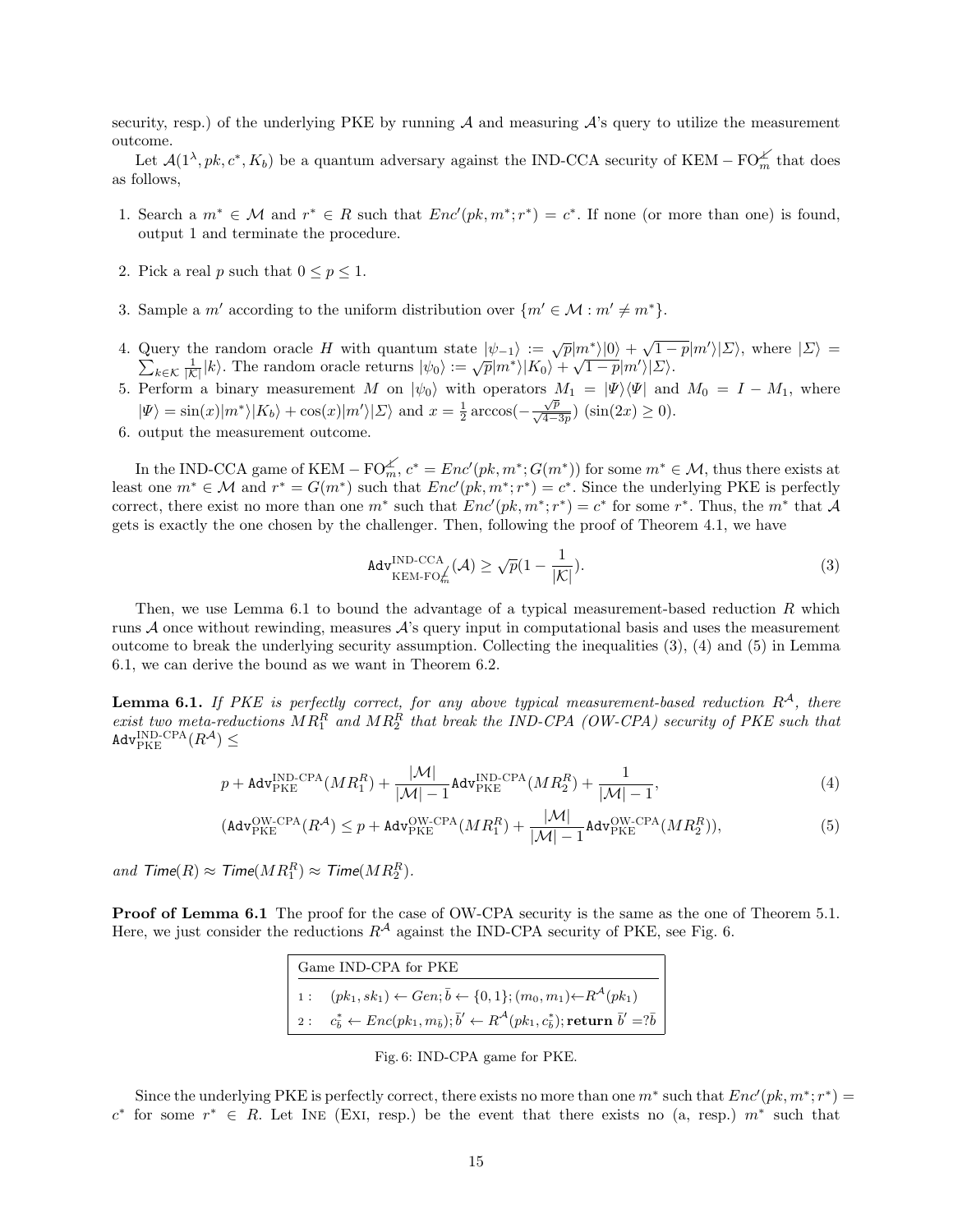security, resp.) of the underlying PKE by running $\mathcal{A}$ and measuring $\mathcal{A}$'s query to utilize the measurement outcome.

Let $\mathcal{A}(1^\lambda, pk, c^*, K_b)$ be a quantum adversary against the IND-CCA security of KEM $-$ FO$^{\not\perp}_m$ that does as follows,

1. Search a $m^* \in \mathcal{M}$ and $r^* \in R$ such that $Enc'(pk, m^*; r^*) = c^*$. If none (or more than one) is found, output 1 and terminate the procedure.
2. Pick a real $p$ such that $0 \leq p \leq 1$.
3. Sample a $m'$ according to the uniform distribution over $\{m' \in \mathcal{M} : m' \neq m^*\}$.
4. Query the random oracle $H$ with quantum state $|\psi_{-1}\rangle := \sqrt{p}|m^*\rangle|0\rangle + \sqrt{1-p}|m'\rangle|\Sigma\rangle$, where $|\Sigma\rangle = \sum_{k\in\mathcal{K}} \frac{1}{|\mathcal{K}|}|k\rangle$. The random oracle returns $|\psi_0\rangle := \sqrt{p}|m^*\rangle|K_0\rangle + \sqrt{1-p}|m'\rangle|\Sigma\rangle$.
5. Perform a binary measurement $M$ on $|\psi_0\rangle$ with operators $M_1 = |\Psi\rangle\langle\Psi|$ and $M_0 = I - M_1$, where $|\Psi\rangle = \sin(x)|m^*\rangle|K_b\rangle + \cos(x)|m'\rangle|\Sigma\rangle$ and $x = \frac{1}{2}\arccos(-\frac{\sqrt{p}}{\sqrt{4-3p}})$ $(\sin(2x) \geq 0)$.
6. output the measurement outcome.

In the IND-CCA game of KEM $-$ FO$^{\not\perp}_m$, $c^* = Enc'(pk, m^*; G(m^*))$ for some $m^* \in \mathcal{M}$, thus there exists at least one $m^* \in \mathcal{M}$ and $r^* = G(m^*)$ such that $Enc'(pk, m^*; r^*) = c^*$. Since the underlying PKE is perfectly correct, there exist no more than one $m^*$ such that $Enc'(pk, m^*; r^*) = c^*$ for some $r^*$. Thus, the $m^*$ that $\mathcal{A}$ gets is exactly the one chosen by the challenger. Then, following the proof of Theorem 4.1, we have

$$\mathtt{Adv}^{\text{IND-CCA}}_{\text{KEM-FO}^{\not\perp}_m}(\mathcal{A}) \geq \sqrt{p}(1 - \frac{1}{|\mathcal{K}|}). \tag{3}$$

Then, we use Lemma 6.1 to bound the advantage of a typical measurement-based reduction $R$ which runs $\mathcal{A}$ once without rewinding, measures $\mathcal{A}$'s query input in computational basis and uses the measurement outcome to break the underlying security assumption. Collecting the inequalities (3), (4) and (5) in Lemma 6.1, we can derive the bound as we want in Theorem 6.2.

**Lemma 6.1.** *If PKE is perfectly correct, for any above typical measurement-based reduction $R^{\mathcal{A}}$, there exist two meta-reductions $MR^R_1$ and $MR^R_2$ that break the IND-CPA (OW-CPA) security of PKE such that* $\mathtt{Adv}^{\text{IND-CPA}}_{\text{PKE}}(R^{\mathcal{A}}) \leq$

$$p + \mathtt{Adv}^{\text{IND-CPA}}_{\text{PKE}}(MR^R_1) + \frac{|\mathcal{M}|}{|\mathcal{M}|-1}\mathtt{Adv}^{\text{IND-CPA}}_{\text{PKE}}(MR^R_2) + \frac{1}{|\mathcal{M}|-1}, \tag{4}$$

$$(\mathtt{Adv}^{\text{OW-CPA}}_{\text{PKE}}(R^{\mathcal{A}}) \leq p + \mathtt{Adv}^{\text{OW-CPA}}_{\text{PKE}}(MR^R_1) + \frac{|\mathcal{M}|}{|\mathcal{M}|-1}\mathtt{Adv}^{\text{OW-CPA}}_{\text{PKE}}(MR^R_2)), \tag{5}$$

*and* $\mathsf{Time}(R) \approx \mathsf{Time}(MR^R_1) \approx \mathsf{Time}(MR^R_2)$.

**Proof of Lemma 6.1** The proof for the case of OW-CPA security is the same as the one of Theorem 5.1. Here, we just consider the reductions $R^{\mathcal{A}}$ against the IND-CPA security of PKE, see Fig. 6.

```
Game IND-CPA for PKE
1 :  (pk_1, sk_1) ← Gen; b̄ ← {0,1}; (m_0, m_1) ← R^A(pk_1)
2 :  c*_b̄ ← Enc(pk_1, m_b̄); b̄' ← R^A(pk_1, c*_b̄); return b̄' =? b̄
```

Fig. 6: IND-CPA game for PKE.

Since the underlying PKE is perfectly correct, there exists no more than one $m^*$ such that $Enc'(pk, m^*; r^*) = c^*$ for some $r^* \in R$. Let Ine (Exi, resp.) be the event that there exists no (a, resp.) $m^*$ such that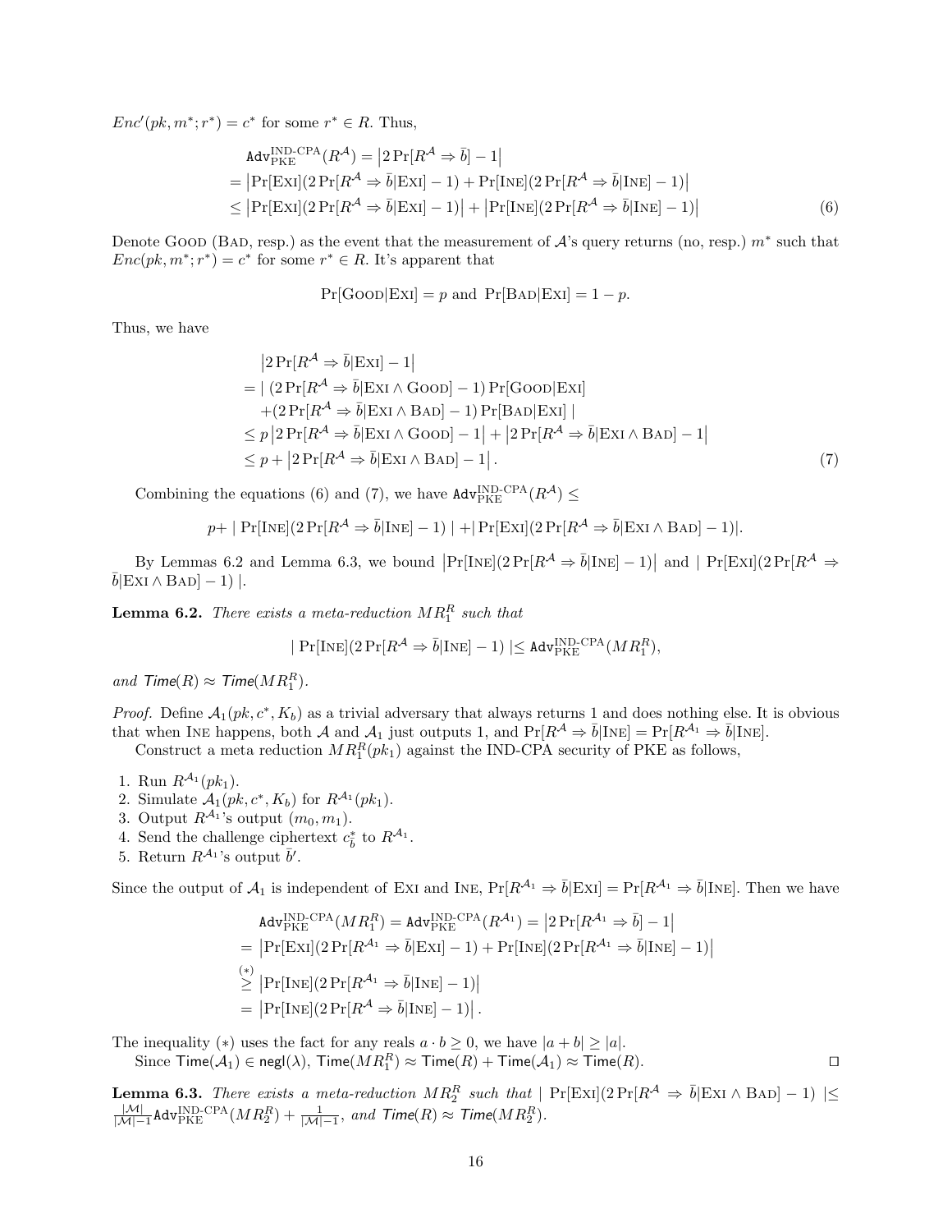$Enc'(pk, m^*; r^*) = c^*$ for some $r^* \in R$. Thus,

$$\begin{aligned}
&\mathtt{Adv}^{\text{IND-CPA}}_{\text{PKE}}(R^{\mathcal{A}}) = \left|2\Pr[R^{\mathcal{A}} \Rightarrow \bar{b}] - 1\right| \\
&= \left|\Pr[\text{Exi}](2\Pr[R^{\mathcal{A}} \Rightarrow \bar{b}|\text{Exi}] - 1) + \Pr[\text{Ine}](2\Pr[R^{\mathcal{A}} \Rightarrow \bar{b}|\text{Ine}] - 1)\right| \\
&\leq \left|\Pr[\text{Exi}](2\Pr[R^{\mathcal{A}} \Rightarrow \bar{b}|\text{Exi}] - 1)\right| + \left|\Pr[\text{Ine}](2\Pr[R^{\mathcal{A}} \Rightarrow \bar{b}|\text{Ine}] - 1)\right| \qquad (6)
\end{aligned}$$

Denote Good (Bad, resp.) as the event that the measurement of $\mathcal{A}$'s query returns (no, resp.) $m^*$ such that $Enc(pk, m^*; r^*) = c^*$ for some $r^* \in R$. It's apparent that

$$\Pr[\text{Good}|\text{Exi}] = p \text{ and } \Pr[\text{Bad}|\text{Exi}] = 1 - p.$$

Thus, we have

$$\begin{aligned}
&\left|2\Pr[R^{\mathcal{A}} \Rightarrow \bar{b}|\text{Exi}] - 1\right| \\
&= |\ (2\Pr[R^{\mathcal{A}} \Rightarrow \bar{b}|\text{Exi} \wedge \text{Good}] - 1)\Pr[\text{Good}|\text{Exi}] \\
&\quad + (2\Pr[R^{\mathcal{A}} \Rightarrow \bar{b}|\text{Exi} \wedge \text{Bad}] - 1)\Pr[\text{Bad}|\text{Exi}]\ | \\
&\leq p\left|2\Pr[R^{\mathcal{A}} \Rightarrow \bar{b}|\text{Exi} \wedge \text{Good}] - 1\right| + \left|2\Pr[R^{\mathcal{A}} \Rightarrow \bar{b}|\text{Exi} \wedge \text{Bad}] - 1\right| \\
&\leq p + \left|2\Pr[R^{\mathcal{A}} \Rightarrow \bar{b}|\text{Exi} \wedge \text{Bad}] - 1\right|. \qquad (7)
\end{aligned}$$

Combining the equations (6) and (7), we have $\mathtt{Adv}^{\text{IND-CPA}}_{\text{PKE}}(R^{\mathcal{A}}) \leq$

$$p + |\ \Pr[\text{Ine}](2\Pr[R^{\mathcal{A}} \Rightarrow \bar{b}|\text{Ine}] - 1)\ | + |\Pr[\text{Exi}](2\Pr[R^{\mathcal{A}} \Rightarrow \bar{b}|\text{Exi} \wedge \text{Bad}] - 1)|.$$

By Lemmas 6.2 and Lemma 6.3, we bound $\left|\Pr[\text{Ine}](2\Pr[R^{\mathcal{A}} \Rightarrow \bar{b}|\text{Ine}] - 1)\right|$ and $|\ \Pr[\text{Exi}](2\Pr[R^{\mathcal{A}} \Rightarrow \bar{b}|\text{Exi} \wedge \text{Bad}] - 1)\ |$.

**Lemma 6.2.** *There exists a meta-reduction $MR_1^R$ such that*

$$|\ \Pr[\text{Ine}](2\Pr[R^{\mathcal{A}} \Rightarrow \bar{b}|\text{Ine}] - 1)\ | \leq \mathtt{Adv}^{\text{IND-CPA}}_{\text{PKE}}(MR_1^R),$$

*and $\mathsf{Time}(R) \approx \mathsf{Time}(MR_1^R)$.*

*Proof.* Define $\mathcal{A}_1(pk, c^*, K_b)$ as a trivial adversary that always returns 1 and does nothing else. It is obvious that when Ine happens, both $\mathcal{A}$ and $\mathcal{A}_1$ just outputs 1, and $\Pr[R^{\mathcal{A}} \Rightarrow \bar{b}|\text{Ine}] = \Pr[R^{\mathcal{A}_1} \Rightarrow \bar{b}|\text{Ine}]$.

Construct a meta reduction $MR_1^R(pk_1)$ against the IND-CPA security of PKE as follows,

1. Run $R^{\mathcal{A}_1}(pk_1)$.
2. Simulate $\mathcal{A}_1(pk, c^*, K_b)$ for $R^{\mathcal{A}_1}(pk_1)$.
3. Output $R^{\mathcal{A}_1}$'s output $(m_0, m_1)$.
4. Send the challenge ciphertext $c_b^*$ to $R^{\mathcal{A}_1}$.
5. Return $R^{\mathcal{A}_1}$'s output $\bar{b}'$.

Since the output of $\mathcal{A}_1$ is independent of Exi and Ine, $\Pr[R^{\mathcal{A}_1} \Rightarrow \bar{b}|\text{Exi}] = \Pr[R^{\mathcal{A}_1} \Rightarrow \bar{b}|\text{Ine}]$. Then we have

$$\begin{aligned}
&\mathtt{Adv}^{\text{IND-CPA}}_{\text{PKE}}(MR_1^R) = \mathtt{Adv}^{\text{IND-CPA}}_{\text{PKE}}(R^{\mathcal{A}_1}) = \left|2\Pr[R^{\mathcal{A}_1} \Rightarrow \bar{b}] - 1\right| \\
&= \left|\Pr[\text{Exi}](2\Pr[R^{\mathcal{A}_1} \Rightarrow \bar{b}|\text{Exi}] - 1) + \Pr[\text{Ine}](2\Pr[R^{\mathcal{A}_1} \Rightarrow \bar{b}|\text{Ine}] - 1)\right| \\
&\overset{(*)}{\geq} \left|\Pr[\text{Ine}](2\Pr[R^{\mathcal{A}_1} \Rightarrow \bar{b}|\text{Ine}] - 1)\right| \\
&= \left|\Pr[\text{Ine}](2\Pr[R^{\mathcal{A}} \Rightarrow \bar{b}|\text{Ine}] - 1)\right|.
\end{aligned}$$

The inequality $(*)$ uses the fact for any reals $a \cdot b \geq 0$, we have $|a + b| \geq |a|$.

Since $\mathsf{Time}(\mathcal{A}_1) \in \mathsf{negl}(\lambda)$, $\mathsf{Time}(MR_1^R) \approx \mathsf{Time}(R) + \mathsf{Time}(\mathcal{A}_1) \approx \mathsf{Time}(R)$. ◻

**Lemma 6.3.** *There exists a meta-reduction $MR_2^R$ such that $|\ \Pr[\text{Exi}](2\Pr[R^{\mathcal{A}} \Rightarrow \bar{b}|\text{Exi} \wedge \text{Bad}] - 1)\ | \leq \frac{|\mathcal{M}|}{|\mathcal{M}|-1}\mathtt{Adv}^{\text{IND-CPA}}_{\text{PKE}}(MR_2^R) + \frac{1}{|\mathcal{M}|-1}$, and $\mathsf{Time}(R) \approx \mathsf{Time}(MR_2^R)$.*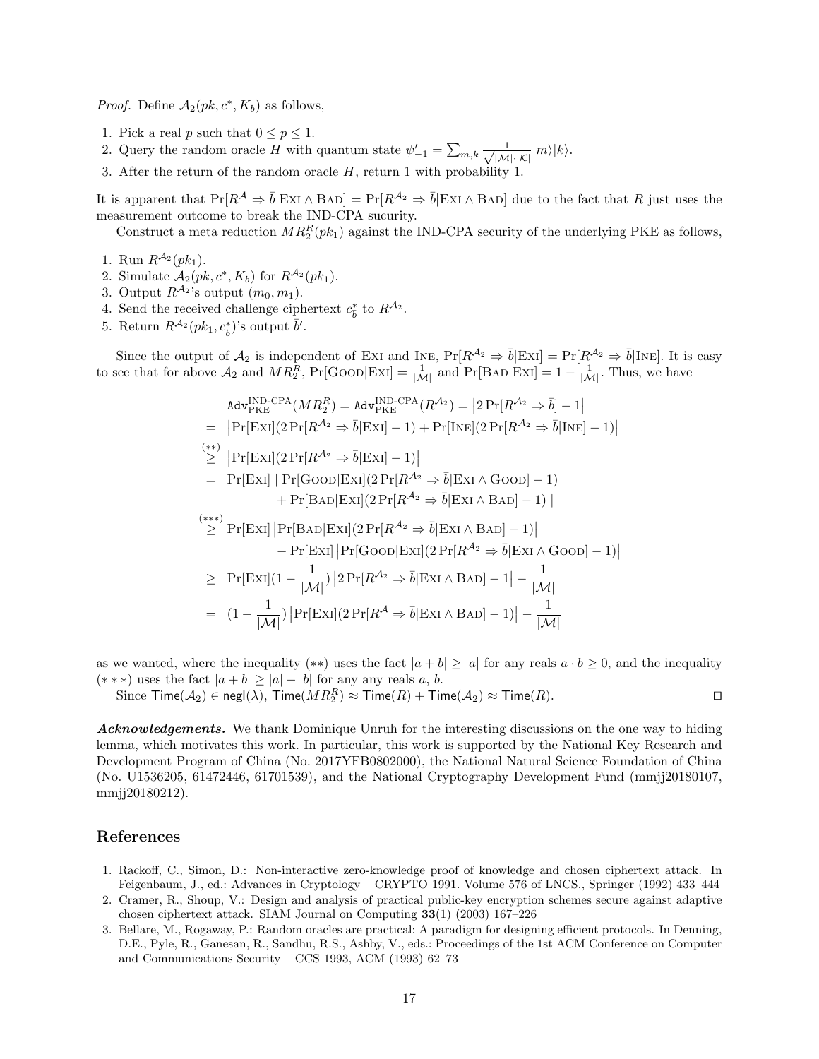*Proof.* Define $\mathcal{A}_2(pk, c^*, K_b)$ as follows,

1. Pick a real $p$ such that $0 \leq p \leq 1$.
2. Query the random oracle $H$ with quantum state $\psi'_{-1} = \sum_{m,k} \frac{1}{\sqrt{|\mathcal{M}|\cdot|\mathcal{K}|}}|m\rangle|k\rangle$.
3. After the return of the random oracle $H$, return 1 with probability 1.

It is apparent that $\Pr[R^{\mathcal{A}} \Rightarrow \bar{b}|\text{Exi} \wedge \text{Bad}] = \Pr[R^{\mathcal{A}_2} \Rightarrow \bar{b}|\text{Exi} \wedge \text{Bad}]$ due to the fact that $R$ just uses the measurement outcome to break the IND-CPA sucurity.

Construct a meta reduction $MR_2^R(pk_1)$ against the IND-CPA security of the underlying PKE as follows,

1. Run $R^{\mathcal{A}_2}(pk_1)$.
2. Simulate $\mathcal{A}_2(pk, c^*, K_b)$ for $R^{\mathcal{A}_2}(pk_1)$.
3. Output $R^{\mathcal{A}_2}$'s output $(m_0, m_1)$.
4. Send the received challenge ciphertext $c_b^*$ to $R^{\mathcal{A}_2}$.
5. Return $R^{\mathcal{A}_2}(pk_1, c_b^*)$'s output $\bar{b}'$.

Since the output of $\mathcal{A}_2$ is independent of Exi and Ine, $\Pr[R^{\mathcal{A}_2} \Rightarrow \bar{b}|\text{Exi}] = \Pr[R^{\mathcal{A}_2} \Rightarrow \bar{b}|\text{Ine}]$. It is easy to see that for above $\mathcal{A}_2$ and $MR_2^R$, $\Pr[\text{Good}|\text{Exi}] = \frac{1}{|\mathcal{M}|}$ and $\Pr[\text{Bad}|\text{Exi}] = 1 - \frac{1}{|\mathcal{M}|}$. Thus, we have

$$
\begin{aligned}
&\mathtt{Adv}_{\text{PKE}}^{\text{IND-CPA}}(MR_2^R) = \mathtt{Adv}_{\text{PKE}}^{\text{IND-CPA}}(R^{\mathcal{A}_2}) = \left|2\Pr[R^{\mathcal{A}_2} \Rightarrow \bar{b}] - 1\right| \\
=\ & \left|\Pr[\text{Exi}](2\Pr[R^{\mathcal{A}_2} \Rightarrow \bar{b}|\text{Exi}] - 1) + \Pr[\text{Ine}](2\Pr[R^{\mathcal{A}_2} \Rightarrow \bar{b}|\text{Ine}] - 1)\right| \\
\overset{(**)}{\geq}\ & \left|\Pr[\text{Exi}](2\Pr[R^{\mathcal{A}_2} \Rightarrow \bar{b}|\text{Exi}] - 1)\right| \\
=\ & \Pr[\text{Exi}] \mid \Pr[\text{Good}|\text{Exi}](2\Pr[R^{\mathcal{A}_2} \Rightarrow \bar{b}|\text{Exi} \wedge \text{Good}] - 1) \\
& \qquad + \Pr[\text{Bad}|\text{Exi}](2\Pr[R^{\mathcal{A}_2} \Rightarrow \bar{b}|\text{Exi} \wedge \text{Bad}] - 1) \mid \\
\overset{(***)}{\geq}\ & \Pr[\text{Exi}]\left|\Pr[\text{Bad}|\text{Exi}](2\Pr[R^{\mathcal{A}_2} \Rightarrow \bar{b}|\text{Exi} \wedge \text{Bad}] - 1)\right| \\
& \qquad - \Pr[\text{Exi}]\left|\Pr[\text{Good}|\text{Exi}](2\Pr[R^{\mathcal{A}_2} \Rightarrow \bar{b}|\text{Exi} \wedge \text{Good}] - 1)\right| \\
\geq\ & \Pr[\text{Exi}](1 - \frac{1}{|\mathcal{M}|})\left|2\Pr[R^{\mathcal{A}_2} \Rightarrow \bar{b}|\text{Exi} \wedge \text{Bad}] - 1\right| - \frac{1}{|\mathcal{M}|} \\
=\ & (1 - \frac{1}{|\mathcal{M}|})\left|\Pr[\text{Exi}](2\Pr[R^{\mathcal{A}} \Rightarrow \bar{b}|\text{Exi} \wedge \text{Bad}] - 1)\right| - \frac{1}{|\mathcal{M}|}
\end{aligned}
$$

as we wanted, where the inequality $(**)$ uses the fact $|a + b| \geq |a|$ for any reals $a \cdot b \geq 0$, and the inequality $(***)$ uses the fact $|a + b| \geq |a| - |b|$ for any any reals $a$, $b$.

Since $\mathsf{Time}(\mathcal{A}_2) \in \mathsf{negl}(\lambda)$, $\mathsf{Time}(MR_2^R) \approx \mathsf{Time}(R) + \mathsf{Time}(\mathcal{A}_2) \approx \mathsf{Time}(R)$. ☐

***Acknowledgements.*** We thank Dominique Unruh for the interesting discussions on the one way to hiding lemma, which motivates this work. In particular, this work is supported by the National Key Research and Development Program of China (No. 2017YFB0802000), the National Natural Science Foundation of China (No. U1536205, 61472446, 61701539), and the National Cryptography Development Fund (mmjj20180107, mmjj20180212).

## References

1. Rackoff, C., Simon, D.: Non-interactive zero-knowledge proof of knowledge and chosen ciphertext attack. In Feigenbaum, J., ed.: Advances in Cryptology – CRYPTO 1991. Volume 576 of LNCS., Springer (1992) 433–444
2. Cramer, R., Shoup, V.: Design and analysis of practical public-key encryption schemes secure against adaptive chosen ciphertext attack. SIAM Journal on Computing **33**(1) (2003) 167–226
3. Bellare, M., Rogaway, P.: Random oracles are practical: A paradigm for designing efficient protocols. In Denning, D.E., Pyle, R., Ganesan, R., Sandhu, R.S., Ashby, V., eds.: Proceedings of the 1st ACM Conference on Computer and Communications Security – CCS 1993, ACM (1993) 62–73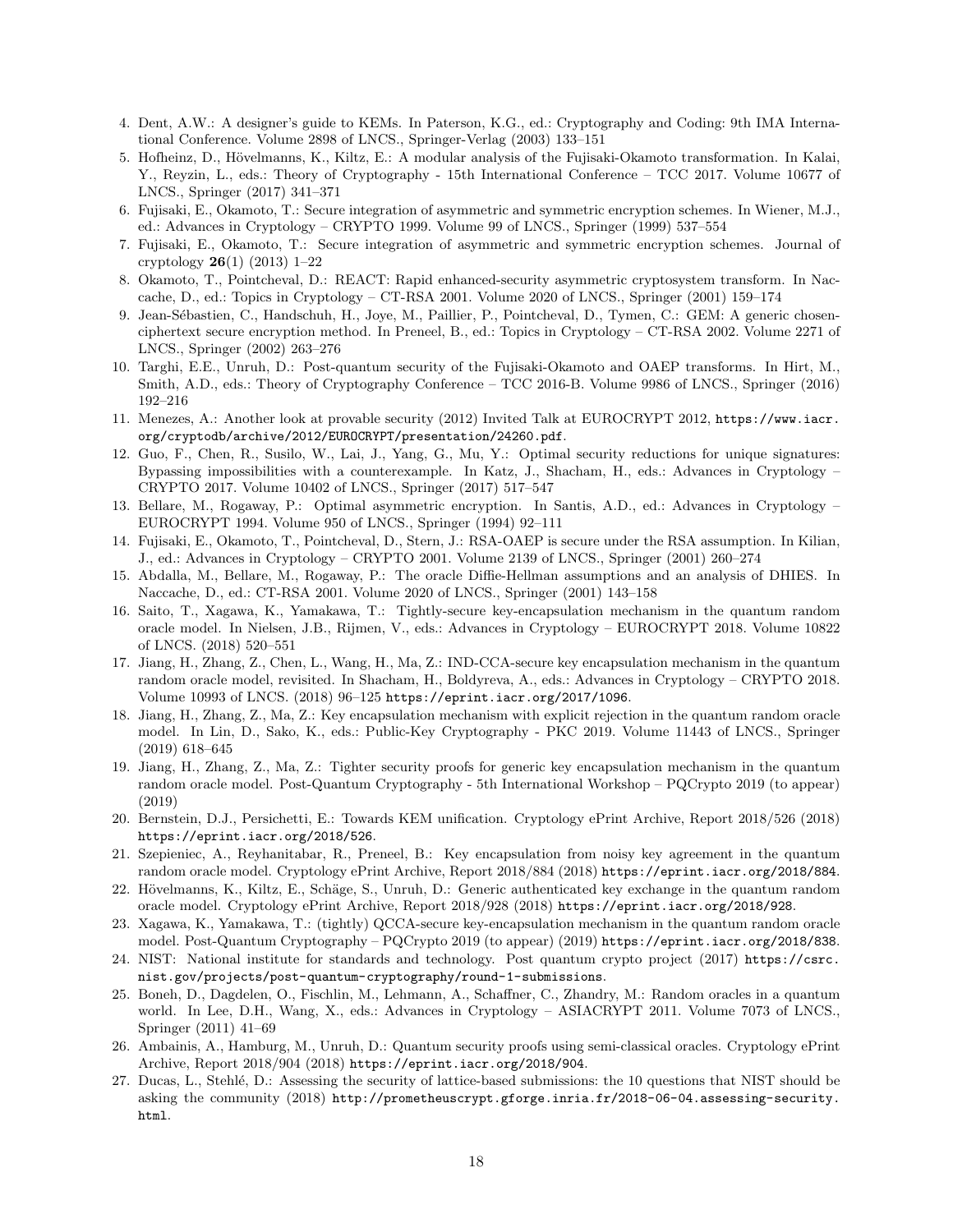4. Dent, A.W.: A designer's guide to KEMs. In Paterson, K.G., ed.: Cryptography and Coding: 9th IMA International Conference. Volume 2898 of LNCS., Springer-Verlag (2003) 133–151
5. Hofheinz, D., Hövelmanns, K., Kiltz, E.: A modular analysis of the Fujisaki-Okamoto transformation. In Kalai, Y., Reyzin, L., eds.: Theory of Cryptography - 15th International Conference – TCC 2017. Volume 10677 of LNCS., Springer (2017) 341–371
6. Fujisaki, E., Okamoto, T.: Secure integration of asymmetric and symmetric encryption schemes. In Wiener, M.J., ed.: Advances in Cryptology – CRYPTO 1999. Volume 99 of LNCS., Springer (1999) 537–554
7. Fujisaki, E., Okamoto, T.: Secure integration of asymmetric and symmetric encryption schemes. Journal of cryptology **26**(1) (2013) 1–22
8. Okamoto, T., Pointcheval, D.: REACT: Rapid enhanced-security asymmetric cryptosystem transform. In Naccache, D., ed.: Topics in Cryptology – CT-RSA 2001. Volume 2020 of LNCS., Springer (2001) 159–174
9. Jean-Sébastien, C., Handschuh, H., Joye, M., Paillier, P., Pointcheval, D., Tymen, C.: GEM: A generic chosen-ciphertext secure encryption method. In Preneel, B., ed.: Topics in Cryptology – CT-RSA 2002. Volume 2271 of LNCS., Springer (2002) 263–276
10. Targhi, E.E., Unruh, D.: Post-quantum security of the Fujisaki-Okamoto and OAEP transforms. In Hirt, M., Smith, A.D., eds.: Theory of Cryptography Conference – TCC 2016-B. Volume 9986 of LNCS., Springer (2016) 192–216
11. Menezes, A.: Another look at provable security (2012) Invited Talk at EUROCRYPT 2012, `https://www.iacr.org/cryptodb/archive/2012/EUROCRYPT/presentation/24260.pdf`.
12. Guo, F., Chen, R., Susilo, W., Lai, J., Yang, G., Mu, Y.: Optimal security reductions for unique signatures: Bypassing impossibilities with a counterexample. In Katz, J., Shacham, H., eds.: Advances in Cryptology – CRYPTO 2017. Volume 10402 of LNCS., Springer (2017) 517–547
13. Bellare, M., Rogaway, P.: Optimal asymmetric encryption. In Santis, A.D., ed.: Advances in Cryptology – EUROCRYPT 1994. Volume 950 of LNCS., Springer (1994) 92–111
14. Fujisaki, E., Okamoto, T., Pointcheval, D., Stern, J.: RSA-OAEP is secure under the RSA assumption. In Kilian, J., ed.: Advances in Cryptology – CRYPTO 2001. Volume 2139 of LNCS., Springer (2001) 260–274
15. Abdalla, M., Bellare, M., Rogaway, P.: The oracle Diffie-Hellman assumptions and an analysis of DHIES. In Naccache, D., ed.: CT-RSA 2001. Volume 2020 of LNCS., Springer (2001) 143–158
16. Saito, T., Xagawa, K., Yamakawa, T.: Tightly-secure key-encapsulation mechanism in the quantum random oracle model. In Nielsen, J.B., Rijmen, V., eds.: Advances in Cryptology – EUROCRYPT 2018. Volume 10822 of LNCS. (2018) 520–551
17. Jiang, H., Zhang, Z., Chen, L., Wang, H., Ma, Z.: IND-CCA-secure key encapsulation mechanism in the quantum random oracle model, revisited. In Shacham, H., Boldyreva, A., eds.: Advances in Cryptology – CRYPTO 2018. Volume 10993 of LNCS. (2018) 96–125 `https://eprint.iacr.org/2017/1096`.
18. Jiang, H., Zhang, Z., Ma, Z.: Key encapsulation mechanism with explicit rejection in the quantum random oracle model. In Lin, D., Sako, K., eds.: Public-Key Cryptography - PKC 2019. Volume 11443 of LNCS., Springer (2019) 618–645
19. Jiang, H., Zhang, Z., Ma, Z.: Tighter security proofs for generic key encapsulation mechanism in the quantum random oracle model. Post-Quantum Cryptography - 5th International Workshop – PQCrypto 2019 (to appear) (2019)
20. Bernstein, D.J., Persichetti, E.: Towards KEM unification. Cryptology ePrint Archive, Report 2018/526 (2018) `https://eprint.iacr.org/2018/526`.
21. Szepieniec, A., Reyhanitabar, R., Preneel, B.: Key encapsulation from noisy key agreement in the quantum random oracle model. Cryptology ePrint Archive, Report 2018/884 (2018) `https://eprint.iacr.org/2018/884`.
22. Hövelmanns, K., Kiltz, E., Schäge, S., Unruh, D.: Generic authenticated key exchange in the quantum random oracle model. Cryptology ePrint Archive, Report 2018/928 (2018) `https://eprint.iacr.org/2018/928`.
23. Xagawa, K., Yamakawa, T.: (tightly) QCCA-secure key-encapsulation mechanism in the quantum random oracle model. Post-Quantum Cryptography – PQCrypto 2019 (to appear) (2019) `https://eprint.iacr.org/2018/838`.
24. NIST: National institute for standards and technology. Post quantum crypto project (2017) `https://csrc.nist.gov/projects/post-quantum-cryptography/round-1-submissions`.
25. Boneh, D., Dagdelen, O., Fischlin, M., Lehmann, A., Schaffner, C., Zhandry, M.: Random oracles in a quantum world. In Lee, D.H., Wang, X., eds.: Advances in Cryptology – ASIACRYPT 2011. Volume 7073 of LNCS., Springer (2011) 41–69
26. Ambainis, A., Hamburg, M., Unruh, D.: Quantum security proofs using semi-classical oracles. Cryptology ePrint Archive, Report 2018/904 (2018) `https://eprint.iacr.org/2018/904`.
27. Ducas, L., Stehlé, D.: Assessing the security of lattice-based submissions: the 10 questions that NIST should be asking the community (2018) `http://prometheuscrypt.gforge.inria.fr/2018-06-04.assessing-security.html`.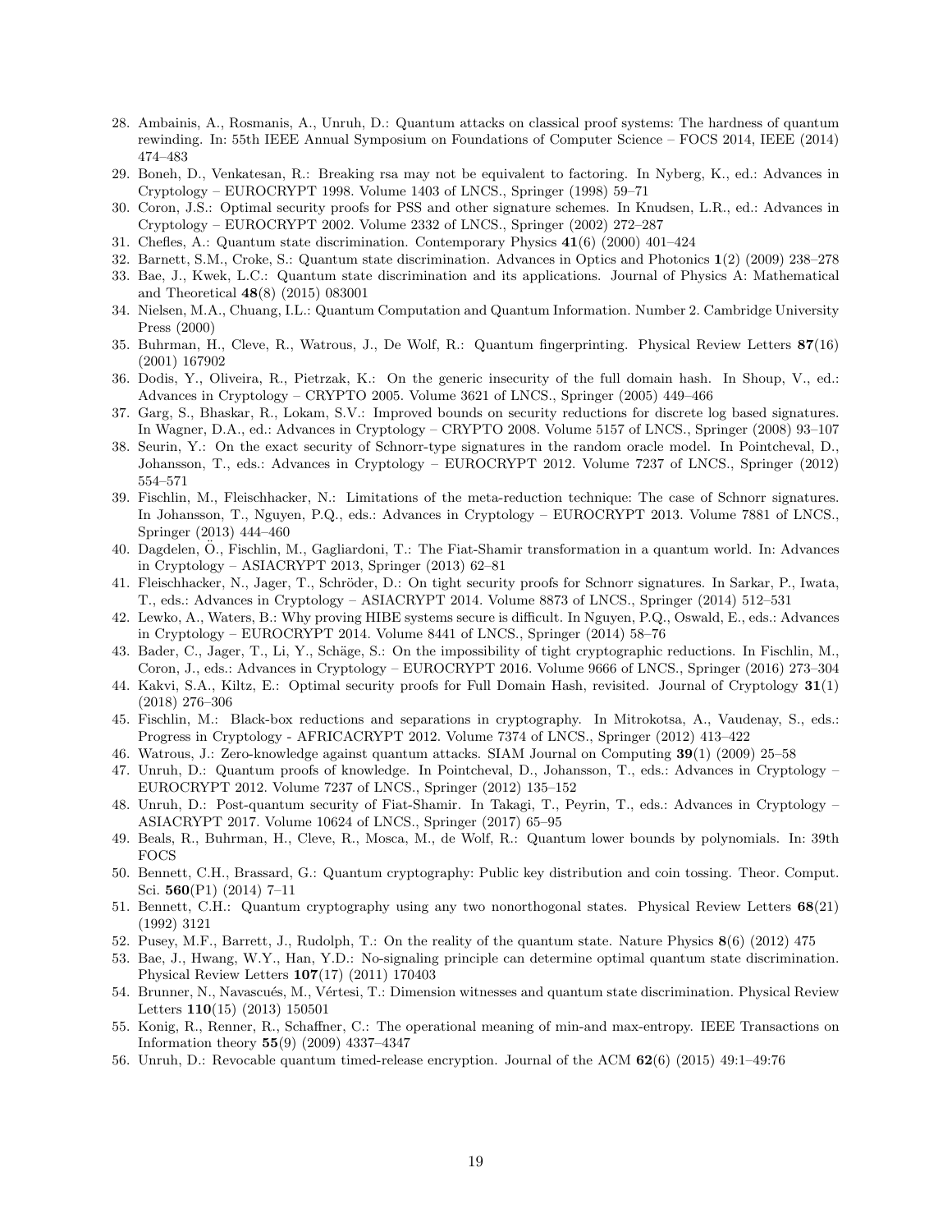28. Ambainis, A., Rosmanis, A., Unruh, D.: Quantum attacks on classical proof systems: The hardness of quantum rewinding. In: 55th IEEE Annual Symposium on Foundations of Computer Science – FOCS 2014, IEEE (2014) 474–483
29. Boneh, D., Venkatesan, R.: Breaking rsa may not be equivalent to factoring. In Nyberg, K., ed.: Advances in Cryptology – EUROCRYPT 1998. Volume 1403 of LNCS., Springer (1998) 59–71
30. Coron, J.S.: Optimal security proofs for PSS and other signature schemes. In Knudsen, L.R., ed.: Advances in Cryptology – EUROCRYPT 2002. Volume 2332 of LNCS., Springer (2002) 272–287
31. Chefles, A.: Quantum state discrimination. Contemporary Physics **41**(6) (2000) 401–424
32. Barnett, S.M., Croke, S.: Quantum state discrimination. Advances in Optics and Photonics **1**(2) (2009) 238–278
33. Bae, J., Kwek, L.C.: Quantum state discrimination and its applications. Journal of Physics A: Mathematical and Theoretical **48**(8) (2015) 083001
34. Nielsen, M.A., Chuang, I.L.: Quantum Computation and Quantum Information. Number 2. Cambridge University Press (2000)
35. Buhrman, H., Cleve, R., Watrous, J., De Wolf, R.: Quantum fingerprinting. Physical Review Letters **87**(16) (2001) 167902
36. Dodis, Y., Oliveira, R., Pietrzak, K.: On the generic insecurity of the full domain hash. In Shoup, V., ed.: Advances in Cryptology – CRYPTO 2005. Volume 3621 of LNCS., Springer (2005) 449–466
37. Garg, S., Bhaskar, R., Lokam, S.V.: Improved bounds on security reductions for discrete log based signatures. In Wagner, D.A., ed.: Advances in Cryptology – CRYPTO 2008. Volume 5157 of LNCS., Springer (2008) 93–107
38. Seurin, Y.: On the exact security of Schnorr-type signatures in the random oracle model. In Pointcheval, D., Johansson, T., eds.: Advances in Cryptology – EUROCRYPT 2012. Volume 7237 of LNCS., Springer (2012) 554–571
39. Fischlin, M., Fleischhacker, N.: Limitations of the meta-reduction technique: The case of Schnorr signatures. In Johansson, T., Nguyen, P.Q., eds.: Advances in Cryptology – EUROCRYPT 2013. Volume 7881 of LNCS., Springer (2013) 444–460
40. Dagdelen, Ö., Fischlin, M., Gagliardoni, T.: The Fiat-Shamir transformation in a quantum world. In: Advances in Cryptology – ASIACRYPT 2013, Springer (2013) 62–81
41. Fleischhacker, N., Jager, T., Schröder, D.: On tight security proofs for Schnorr signatures. In Sarkar, P., Iwata, T., eds.: Advances in Cryptology – ASIACRYPT 2014. Volume 8873 of LNCS., Springer (2014) 512–531
42. Lewko, A., Waters, B.: Why proving HIBE systems secure is difficult. In Nguyen, P.Q., Oswald, E., eds.: Advances in Cryptology – EUROCRYPT 2014. Volume 8441 of LNCS., Springer (2014) 58–76
43. Bader, C., Jager, T., Li, Y., Schäge, S.: On the impossibility of tight cryptographic reductions. In Fischlin, M., Coron, J., eds.: Advances in Cryptology – EUROCRYPT 2016. Volume 9666 of LNCS., Springer (2016) 273–304
44. Kakvi, S.A., Kiltz, E.: Optimal security proofs for Full Domain Hash, revisited. Journal of Cryptology **31**(1) (2018) 276–306
45. Fischlin, M.: Black-box reductions and separations in cryptography. In Mitrokotsa, A., Vaudenay, S., eds.: Progress in Cryptology - AFRICACRYPT 2012. Volume 7374 of LNCS., Springer (2012) 413–422
46. Watrous, J.: Zero-knowledge against quantum attacks. SIAM Journal on Computing **39**(1) (2009) 25–58
47. Unruh, D.: Quantum proofs of knowledge. In Pointcheval, D., Johansson, T., eds.: Advances in Cryptology – EUROCRYPT 2012. Volume 7237 of LNCS., Springer (2012) 135–152
48. Unruh, D.: Post-quantum security of Fiat-Shamir. In Takagi, T., Peyrin, T., eds.: Advances in Cryptology – ASIACRYPT 2017. Volume 10624 of LNCS., Springer (2017) 65–95
49. Beals, R., Buhrman, H., Cleve, R., Mosca, M., de Wolf, R.: Quantum lower bounds by polynomials. In: 39th FOCS
50. Bennett, C.H., Brassard, G.: Quantum cryptography: Public key distribution and coin tossing. Theor. Comput. Sci. **560**(P1) (2014) 7–11
51. Bennett, C.H.: Quantum cryptography using any two nonorthogonal states. Physical Review Letters **68**(21) (1992) 3121
52. Pusey, M.F., Barrett, J., Rudolph, T.: On the reality of the quantum state. Nature Physics **8**(6) (2012) 475
53. Bae, J., Hwang, W.Y., Han, Y.D.: No-signaling principle can determine optimal quantum state discrimination. Physical Review Letters **107**(17) (2011) 170403
54. Brunner, N., Navascués, M., Vértesi, T.: Dimension witnesses and quantum state discrimination. Physical Review Letters **110**(15) (2013) 150501
55. Konig, R., Renner, R., Schaffner, C.: The operational meaning of min-and max-entropy. IEEE Transactions on Information theory **55**(9) (2009) 4337–4347
56. Unruh, D.: Revocable quantum timed-release encryption. Journal of the ACM **62**(6) (2015) 49:1–49:76